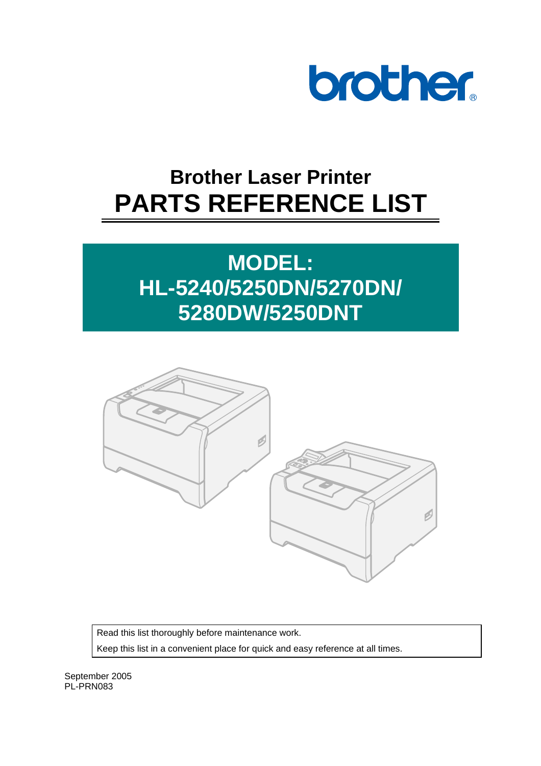brother

# Brother Laser Printer
# PARTS REFERENCE LIST

## MODEL:
## HL-5240/5250DN/5270DN/5280DW/5250DNT

Read this list thoroughly before maintenance work.

Keep this list in a convenient place for quick and easy reference at all times.

September 2005

PL-PRN083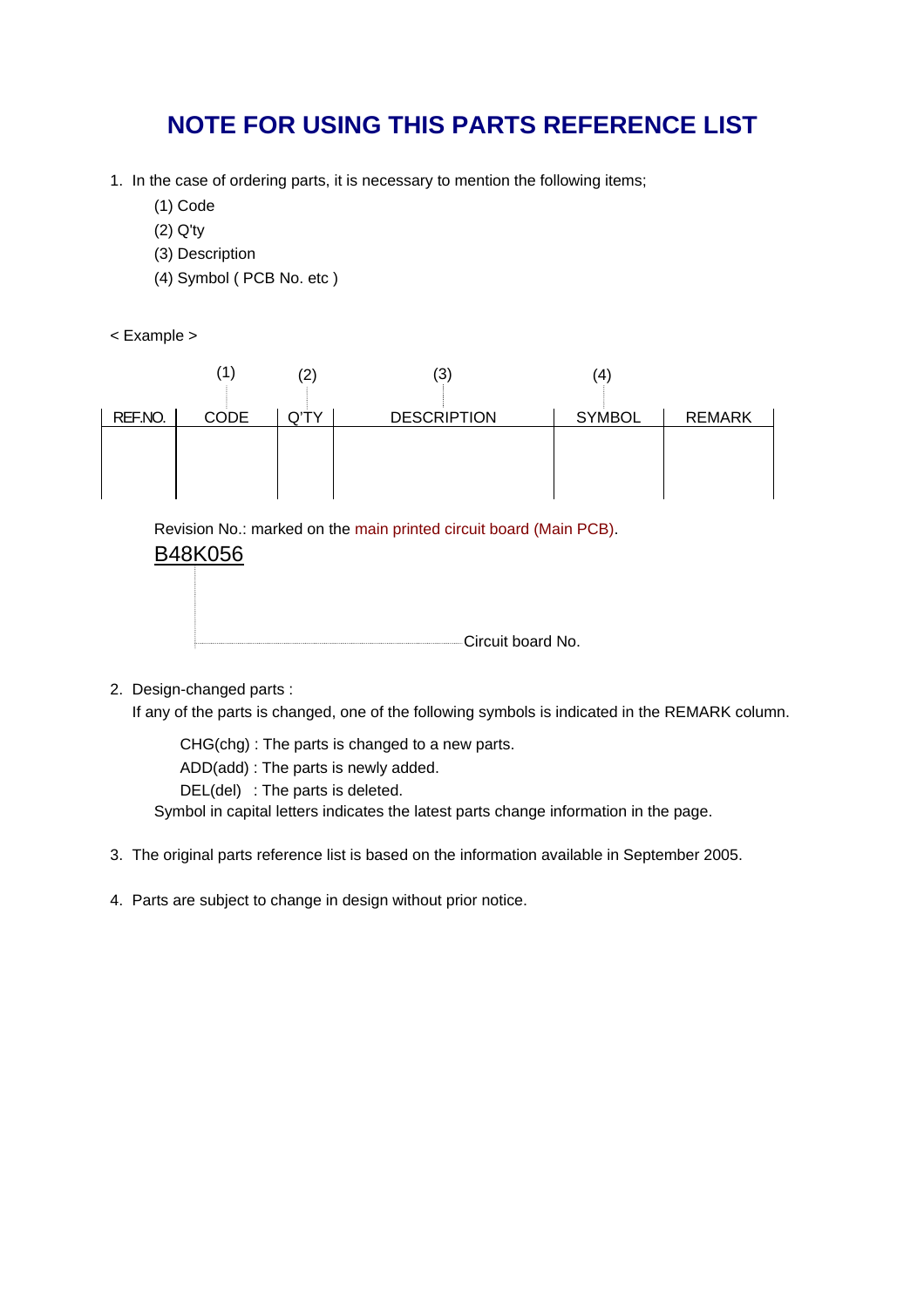# NOTE FOR USING THIS PARTS REFERENCE LIST

1. In the case of ordering parts, it is necessary to mention the following items;
   (1) Code
   (2) Q'ty
   (3) Description
   (4) Symbol ( PCB No. etc )

< Example >

| | (1) | (2) | (3) | (4) | |
|---|---|---|---|---|---|
| REF.NO. | CODE | Q'TY | DESCRIPTION | SYMBOL | REMARK |
| | | | | | |

Revision No.: marked on the main printed circuit board (Main PCB).

B48K056

Circuit board No.

2. Design-changed parts :
   If any of the parts is changed, one of the following symbols is indicated in the REMARK column.

   CHG(chg) : The parts is changed to a new parts.
   ADD(add) : The parts is newly added.
   DEL(del) : The parts is deleted.

   Symbol in capital letters indicates the latest parts change information in the page.

3. The original parts reference list is based on the information available in September 2005.

4. Parts are subject to change in design without prior notice.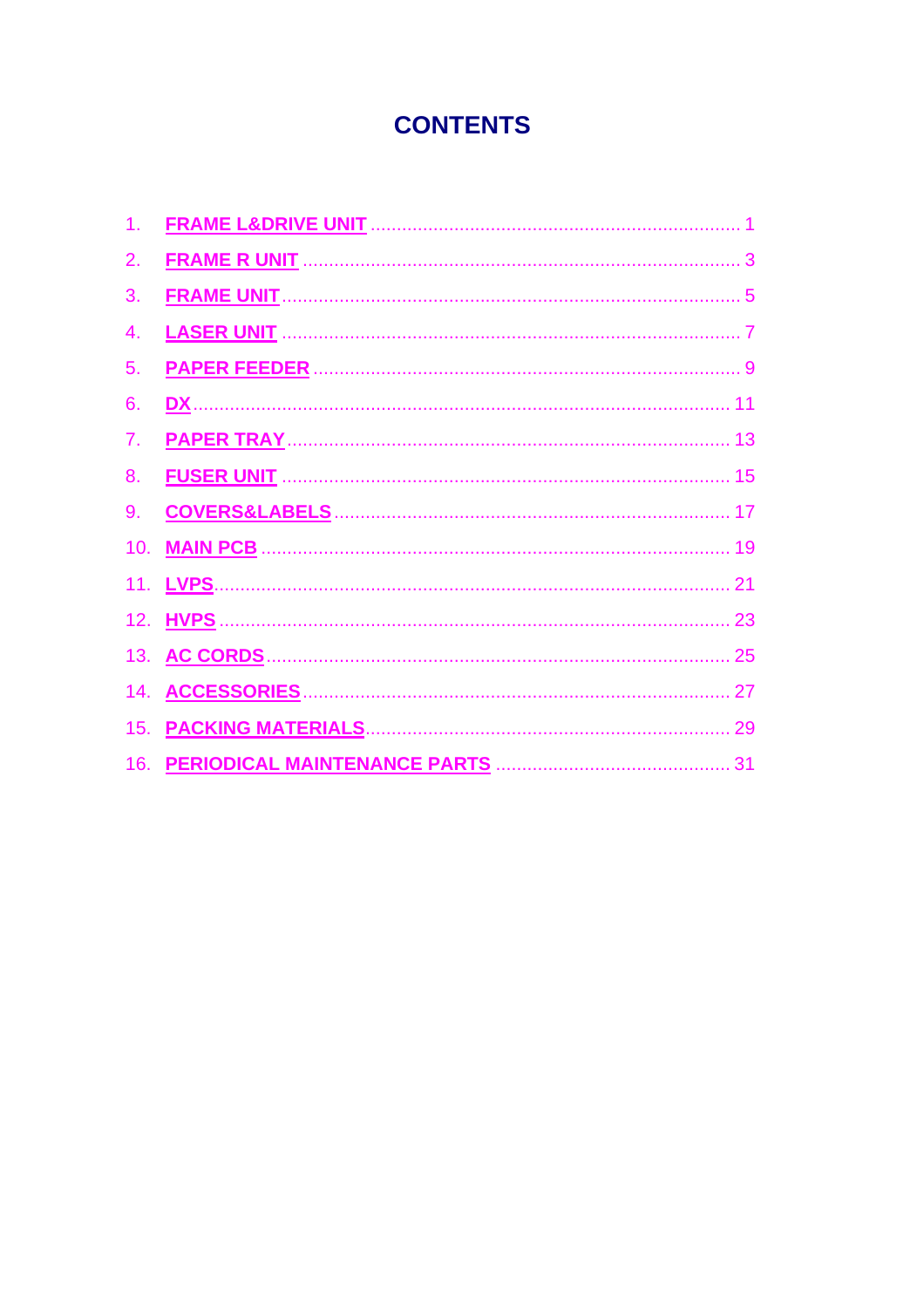# CONTENTS

1. FRAME L&DRIVE UNIT ........................................ 1
2. FRAME R UNIT ........................................ 3
3. FRAME UNIT ........................................ 5
4. LASER UNIT ........................................ 7
5. PAPER FEEDER ........................................ 9
6. DX ........................................ 11
7. PAPER TRAY ........................................ 13
8. FUSER UNIT ........................................ 15
9. COVERS&LABELS ........................................ 17
10. MAIN PCB ........................................ 19
11. LVPS ........................................ 21
12. HVPS ........................................ 23
13. AC CORDS ........................................ 25
14. ACCESSORIES ........................................ 27
15. PACKING MATERIALS ........................................ 29
16. PERIODICAL MAINTENANCE PARTS ........................................ 31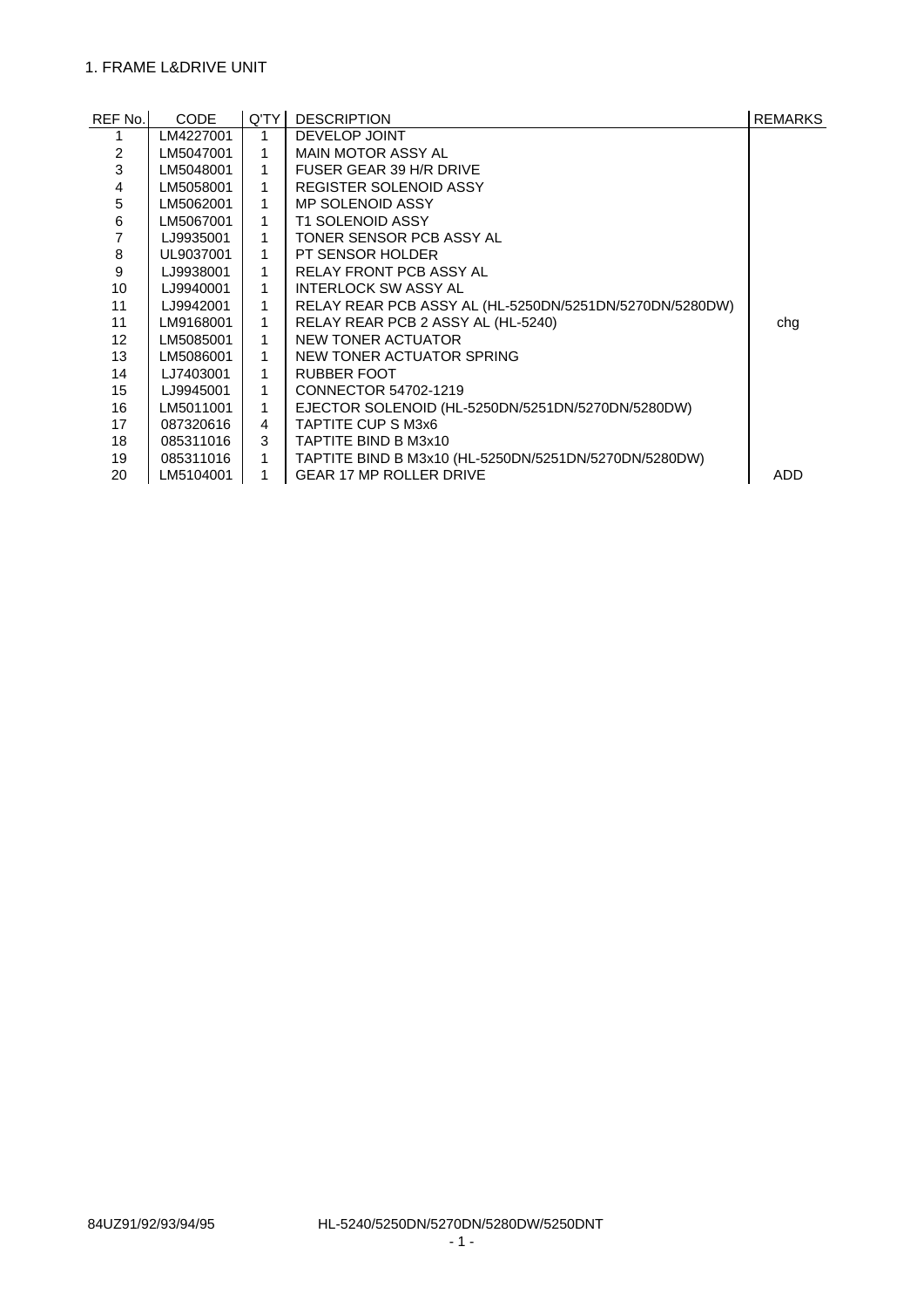## 1. FRAME L&DRIVE UNIT

| REF No. | CODE | Q'TY | DESCRIPTION | REMARKS |
|---|---|---|---|---|
| 1 | LM4227001 | 1 | DEVELOP JOINT | |
| 2 | LM5047001 | 1 | MAIN MOTOR ASSY AL | |
| 3 | LM5048001 | 1 | FUSER GEAR 39 H/R DRIVE | |
| 4 | LM5058001 | 1 | REGISTER SOLENOID ASSY | |
| 5 | LM5062001 | 1 | MP SOLENOID ASSY | |
| 6 | LM5067001 | 1 | T1 SOLENOID ASSY | |
| 7 | LJ9935001 | 1 | TONER SENSOR PCB ASSY AL | |
| 8 | UL9037001 | 1 | PT SENSOR HOLDER | |
| 9 | LJ9938001 | 1 | RELAY FRONT PCB ASSY AL | |
| 10 | LJ9940001 | 1 | INTERLOCK SW ASSY AL | |
| 11 | LJ9942001 | 1 | RELAY REAR PCB ASSY AL (HL-5250DN/5251DN/5270DN/5280DW) | |
| 11 | LM9168001 | 1 | RELAY REAR PCB 2 ASSY AL (HL-5240) | chg |
| 12 | LM5085001 | 1 | NEW TONER ACTUATOR | |
| 13 | LM5086001 | 1 | NEW TONER ACTUATOR SPRING | |
| 14 | LJ7403001 | 1 | RUBBER FOOT | |
| 15 | LJ9945001 | 1 | CONNECTOR 54702-1219 | |
| 16 | LM5011001 | 1 | EJECTOR SOLENOID (HL-5250DN/5251DN/5270DN/5280DW) | |
| 17 | 087320616 | 4 | TAPTITE CUP S M3x6 | |
| 18 | 085311016 | 3 | TAPTITE BIND B M3x10 | |
| 19 | 085311016 | 1 | TAPTITE BIND B M3x10 (HL-5250DN/5251DN/5270DN/5280DW) | |
| 20 | LM5104001 | 1 | GEAR 17 MP ROLLER DRIVE | ADD |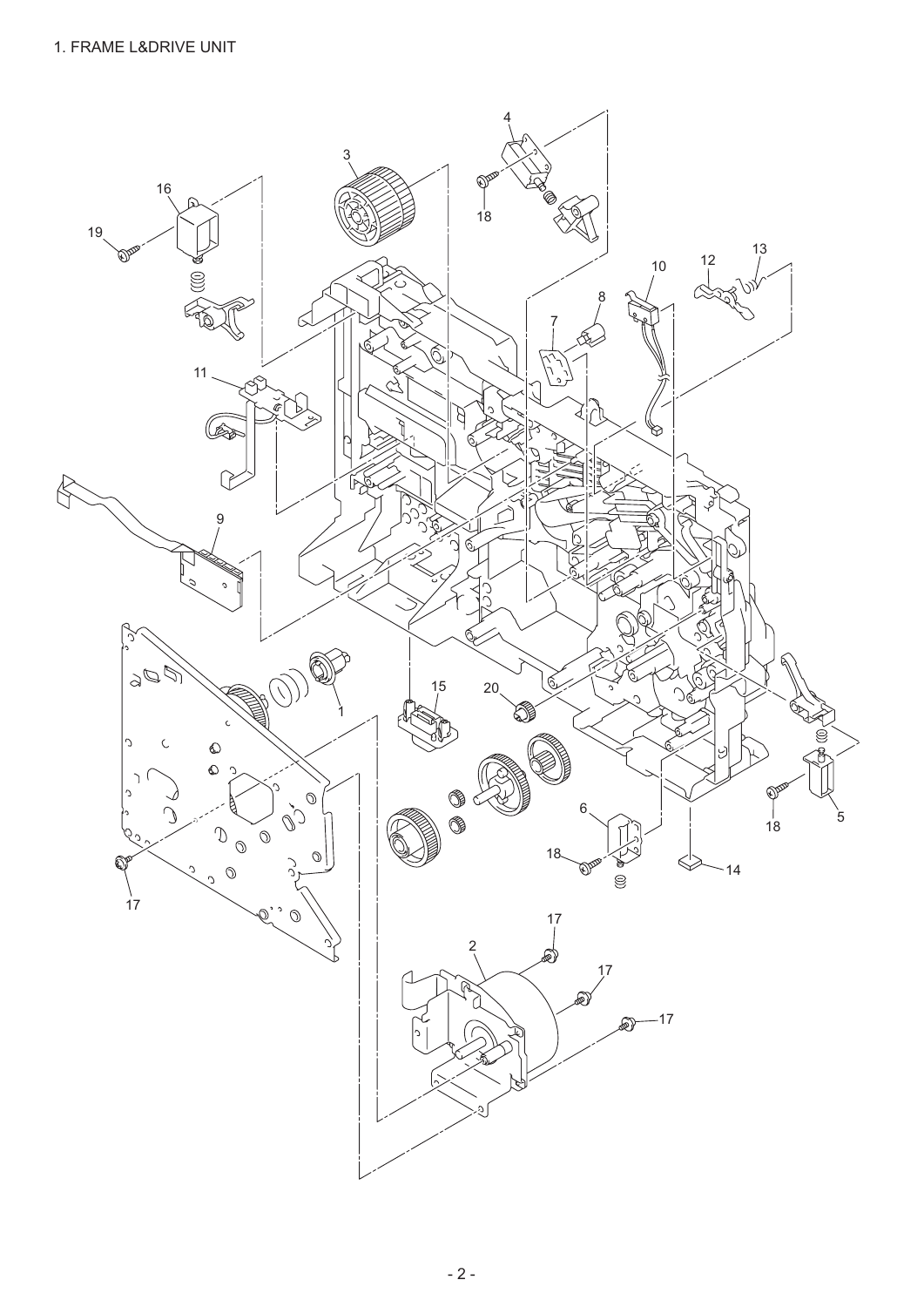# 1. FRAME L&DRIVE UNIT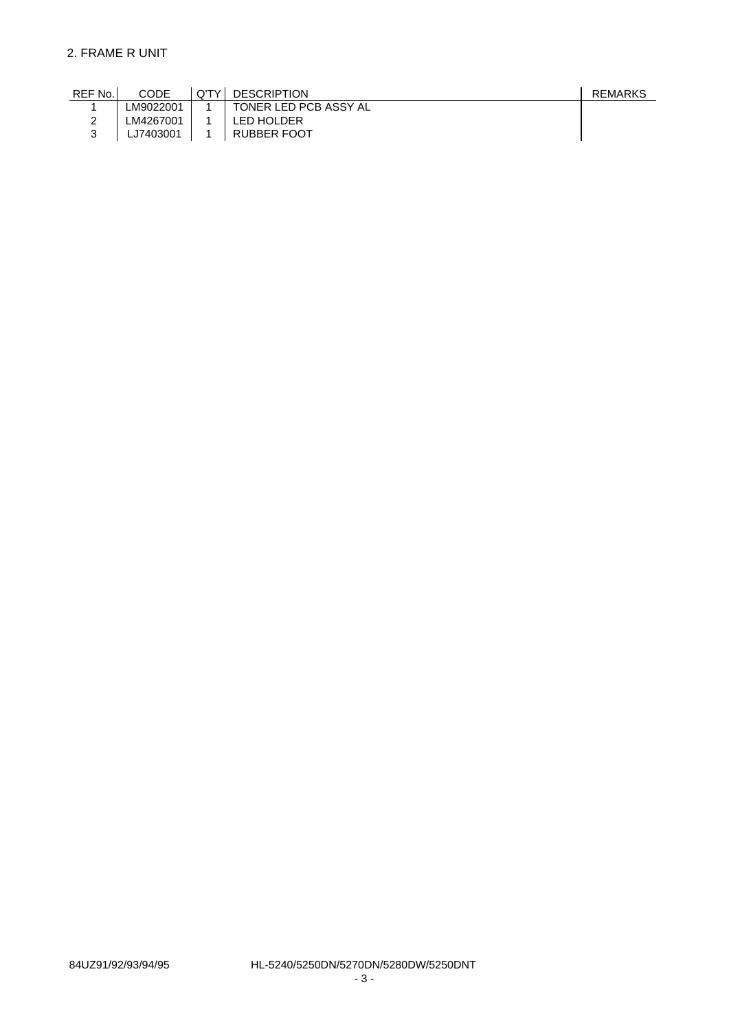## 2. FRAME R UNIT

| REF No. | CODE | Q'TY | DESCRIPTION | REMARKS |
|---|---|---|---|---|
| 1 | LM9022001 | 1 | TONER LED PCB ASSY AL | |
| 2 | LM4267001 | 1 | LED HOLDER | |
| 3 | LJ7403001 | 1 | RUBBER FOOT | |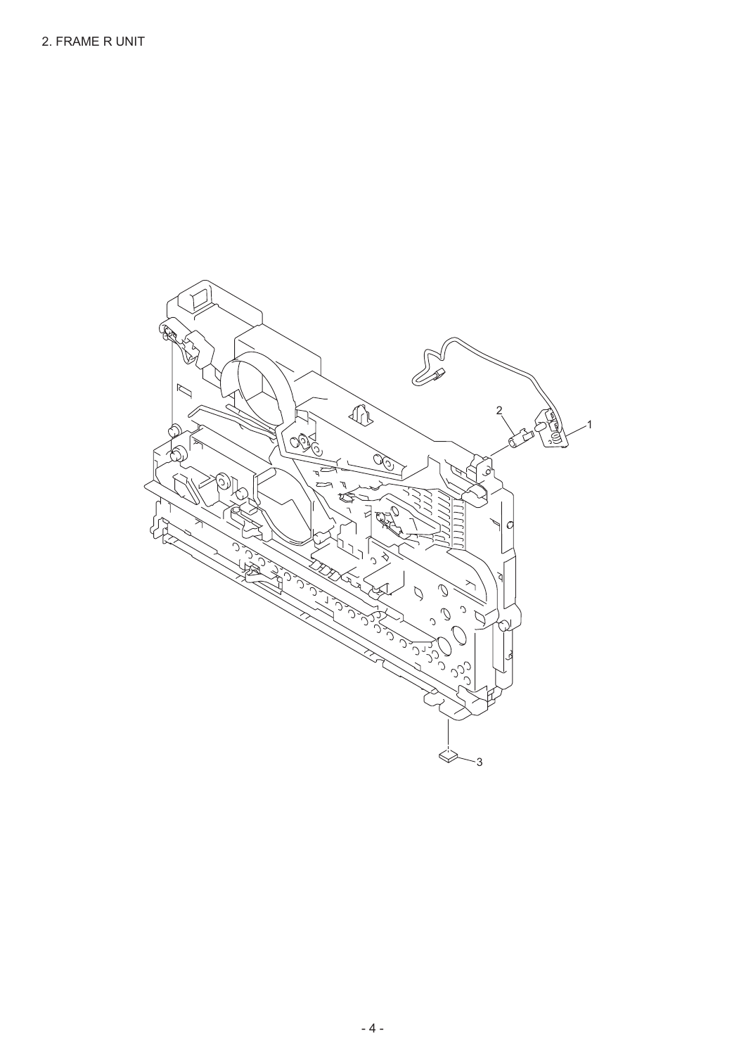## 2. FRAME R UNIT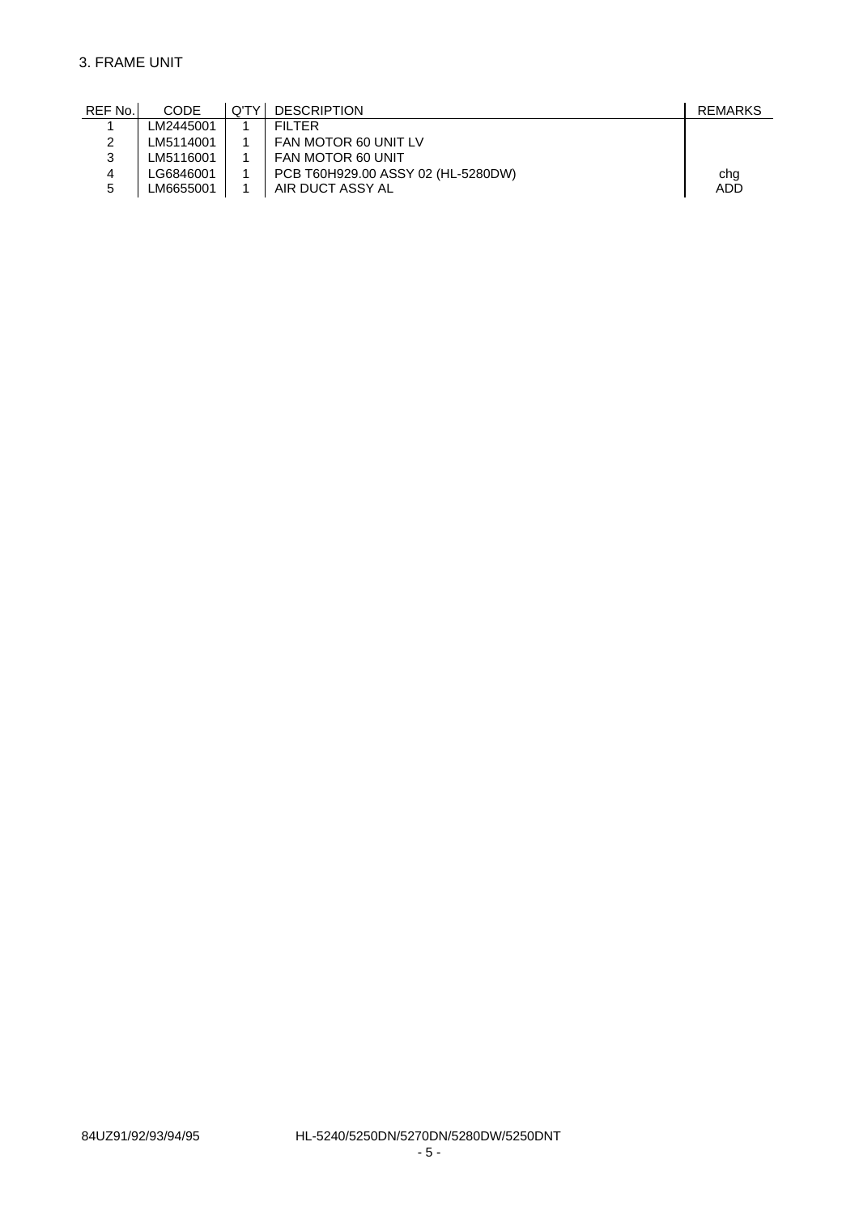## 3. FRAME UNIT

| REF No. | CODE | Q'TY | DESCRIPTION | REMARKS |
|---|---|---|---|---|
| 1 | LM2445001 | 1 | FILTER | |
| 2 | LM5114001 | 1 | FAN MOTOR 60 UNIT LV | |
| 3 | LM5116001 | 1 | FAN MOTOR 60 UNIT | |
| 4 | LG6846001 | 1 | PCB T60H929.00 ASSY 02 (HL-5280DW) | chg |
| 5 | LM6655001 | 1 | AIR DUCT ASSY AL | ADD |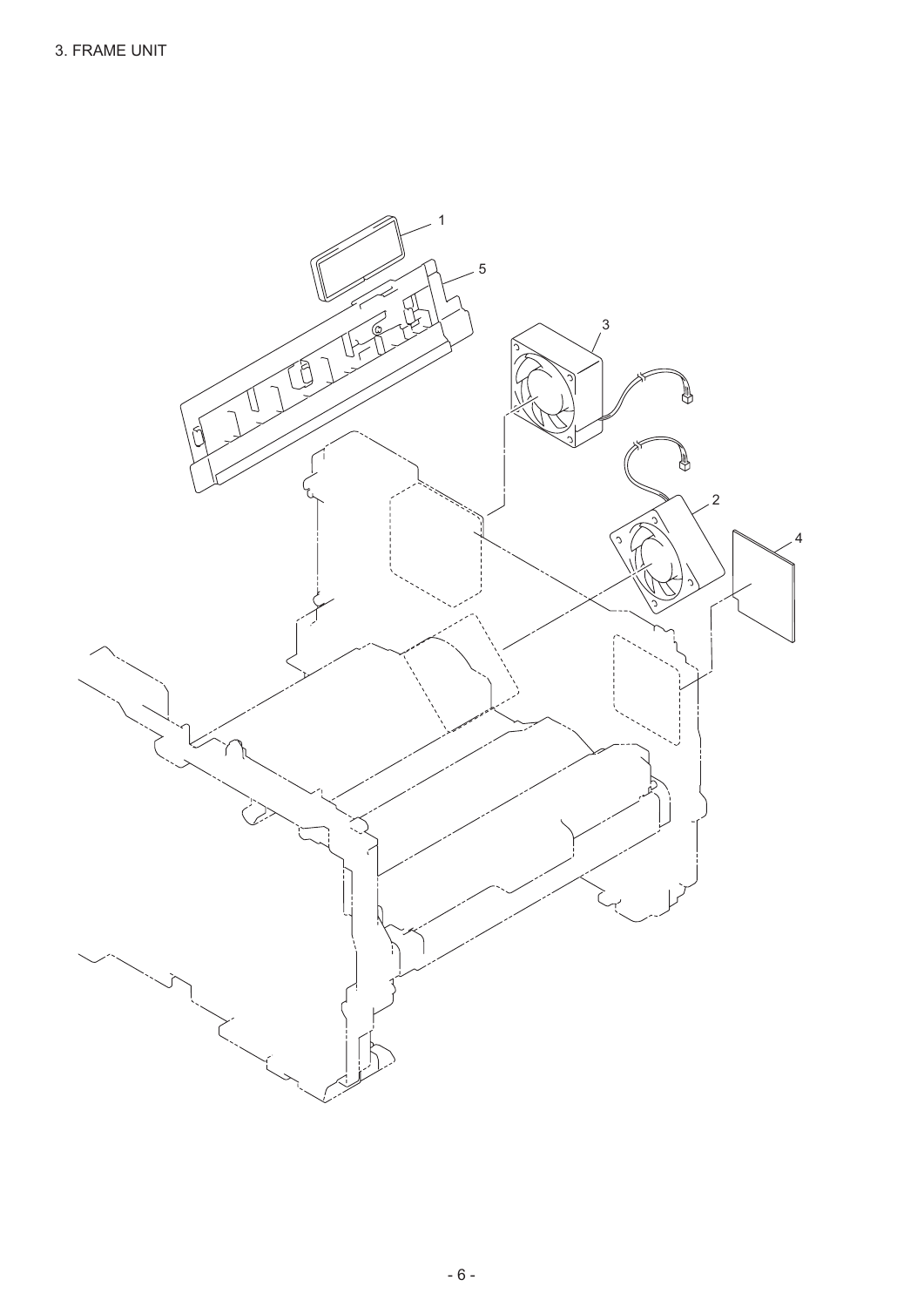3. FRAME UNIT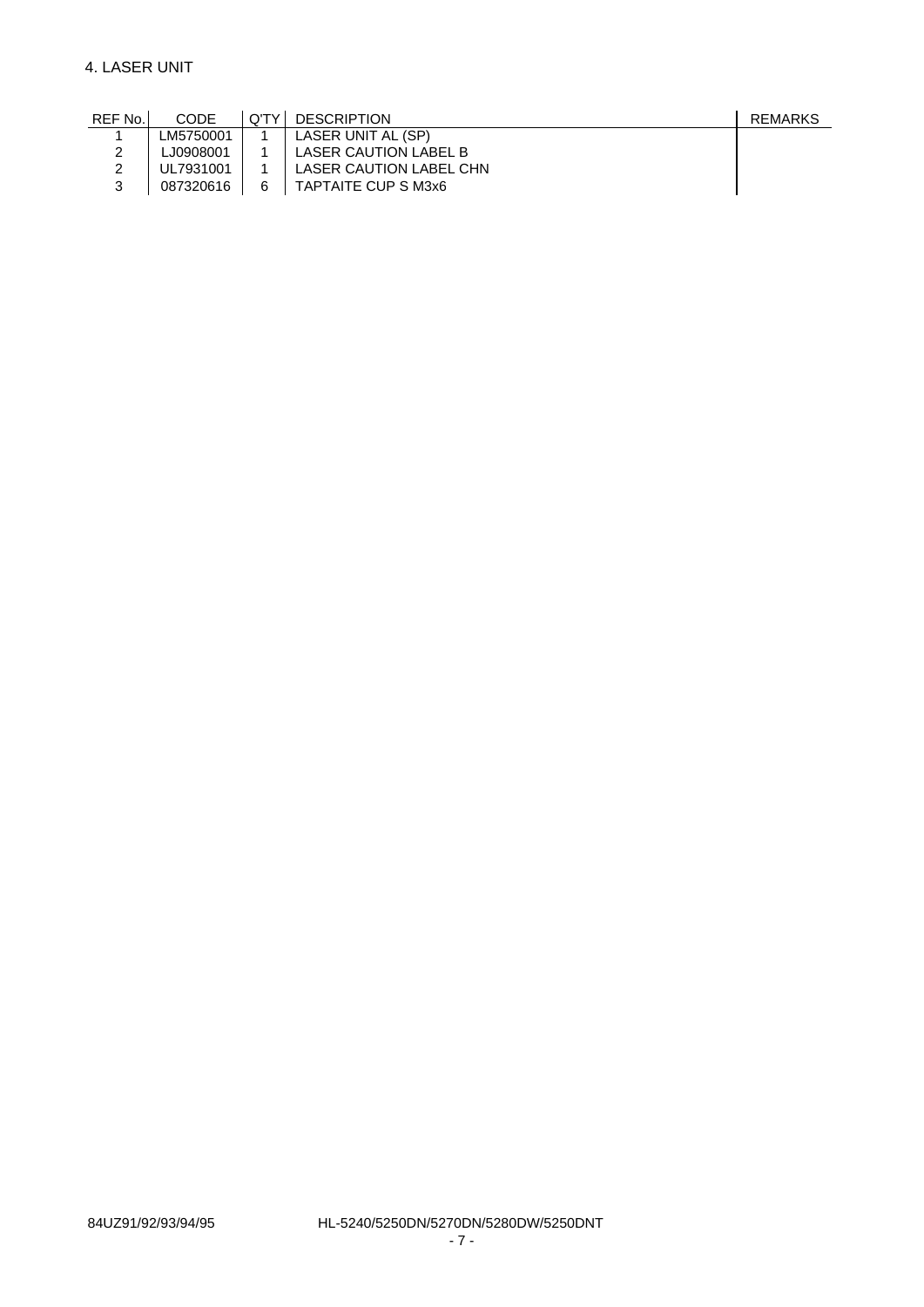## 4. LASER UNIT

| REF No. | CODE | Q'TY | DESCRIPTION | REMARKS |
|---|---|---|---|---|
| 1 | LM5750001 | 1 | LASER UNIT AL (SP) | |
| 2 | LJ0908001 | 1 | LASER CAUTION LABEL B | |
| 2 | UL7931001 | 1 | LASER CAUTION LABEL CHN | |
| 3 | 087320616 | 6 | TAPTAITE CUP S M3x6 | |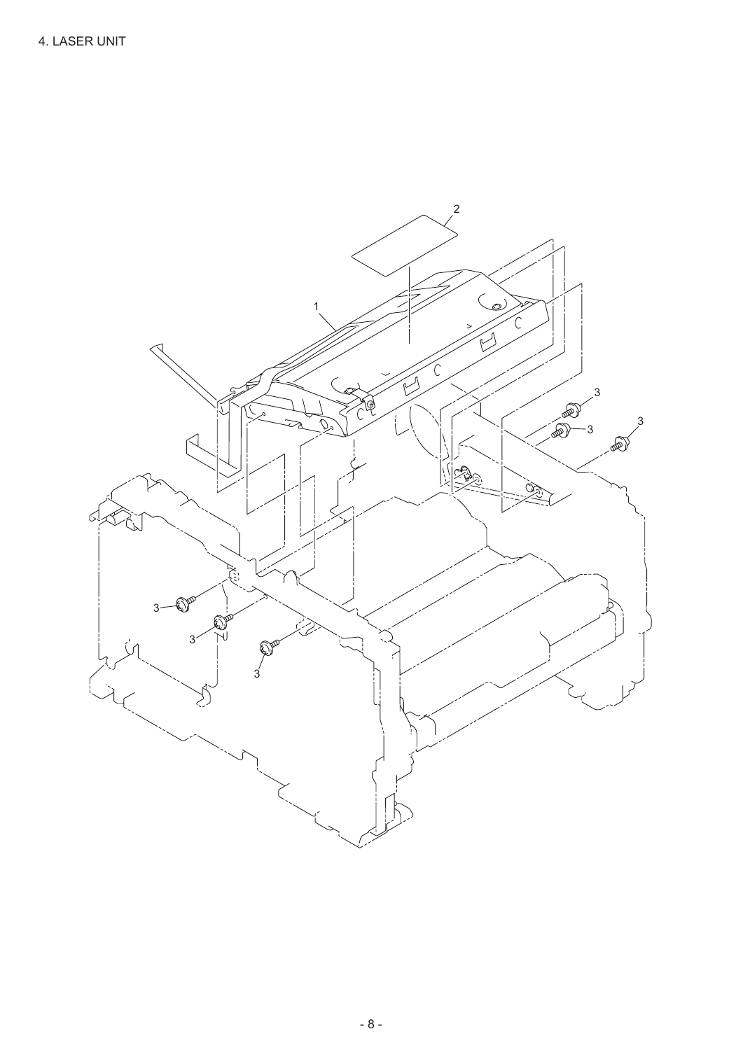# 4. LASER UNIT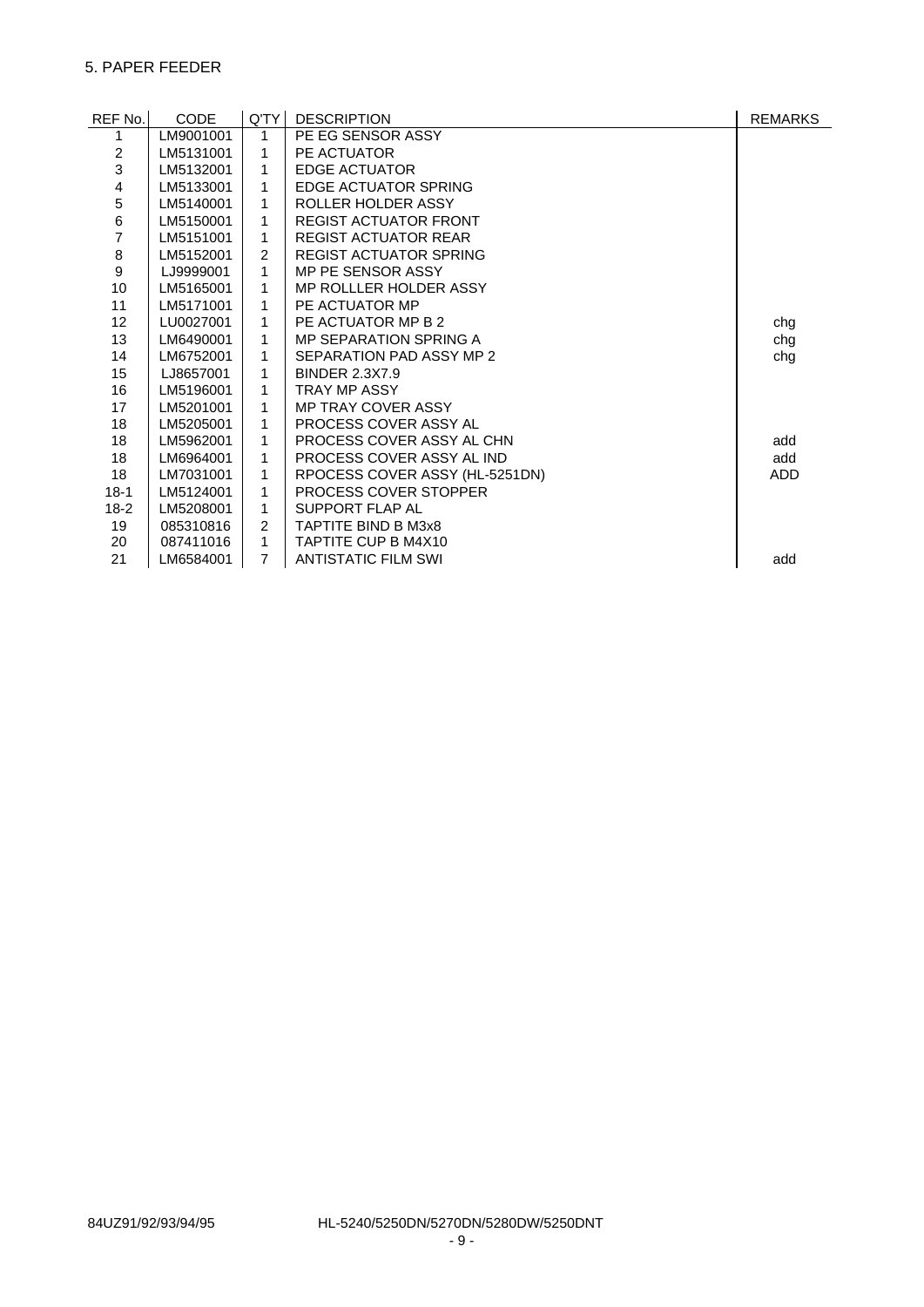## 5. PAPER FEEDER

| REF No. | CODE | Q'TY | DESCRIPTION | REMARKS |
|---|---|---|---|---|
| 1 | LM9001001 | 1 | PE EG SENSOR ASSY | |
| 2 | LM5131001 | 1 | PE ACTUATOR | |
| 3 | LM5132001 | 1 | EDGE ACTUATOR | |
| 4 | LM5133001 | 1 | EDGE ACTUATOR SPRING | |
| 5 | LM5140001 | 1 | ROLLER HOLDER ASSY | |
| 6 | LM5150001 | 1 | REGIST ACTUATOR FRONT | |
| 7 | LM5151001 | 1 | REGIST ACTUATOR REAR | |
| 8 | LM5152001 | 2 | REGIST ACTUATOR SPRING | |
| 9 | LJ9999001 | 1 | MP PE SENSOR ASSY | |
| 10 | LM5165001 | 1 | MP ROLLLER HOLDER ASSY | |
| 11 | LM5171001 | 1 | PE ACTUATOR MP | |
| 12 | LU0027001 | 1 | PE ACTUATOR MP B 2 | chg |
| 13 | LM6490001 | 1 | MP SEPARATION SPRING A | chg |
| 14 | LM6752001 | 1 | SEPARATION PAD ASSY MP 2 | chg |
| 15 | LJ8657001 | 1 | BINDER 2.3X7.9 | |
| 16 | LM5196001 | 1 | TRAY MP ASSY | |
| 17 | LM5201001 | 1 | MP TRAY COVER ASSY | |
| 18 | LM5205001 | 1 | PROCESS COVER ASSY AL | |
| 18 | LM5962001 | 1 | PROCESS COVER ASSY AL CHN | add |
| 18 | LM6964001 | 1 | PROCESS COVER ASSY AL IND | add |
| 18 | LM7031001 | 1 | RPOCESS COVER ASSY (HL-5251DN) | ADD |
| 18-1 | LM5124001 | 1 | PROCESS COVER STOPPER | |
| 18-2 | LM5208001 | 1 | SUPPORT FLAP AL | |
| 19 | 085310816 | 2 | TAPTITE BIND B M3x8 | |
| 20 | 087411016 | 1 | TAPTITE CUP B M4X10 | |
| 21 | LM6584001 | 7 | ANTISTATIC FILM SWI | add |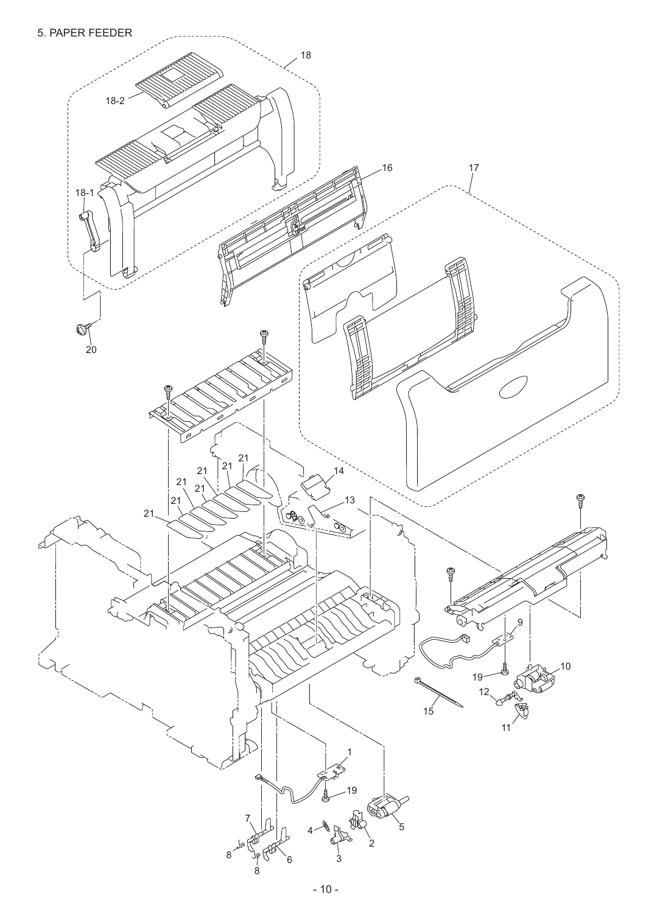# 5. PAPER FEEDER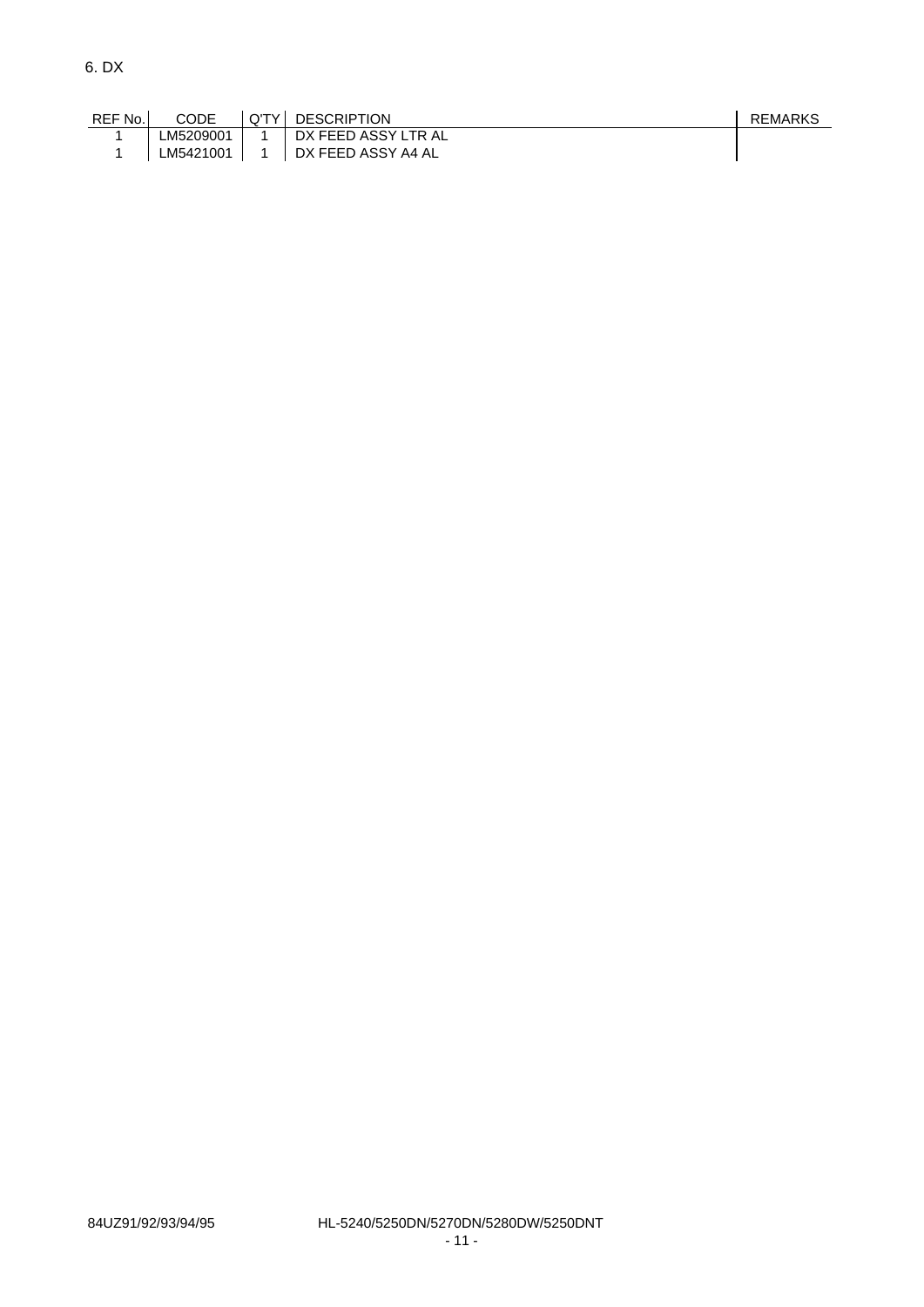## 6. DX

| REF No. | CODE | Q'TY | DESCRIPTION | REMARKS |
|---|---|---|---|---|
| 1 | LM5209001 | 1 | DX FEED ASSY LTR AL | |
| 1 | LM5421001 | 1 | DX FEED ASSY A4 AL | |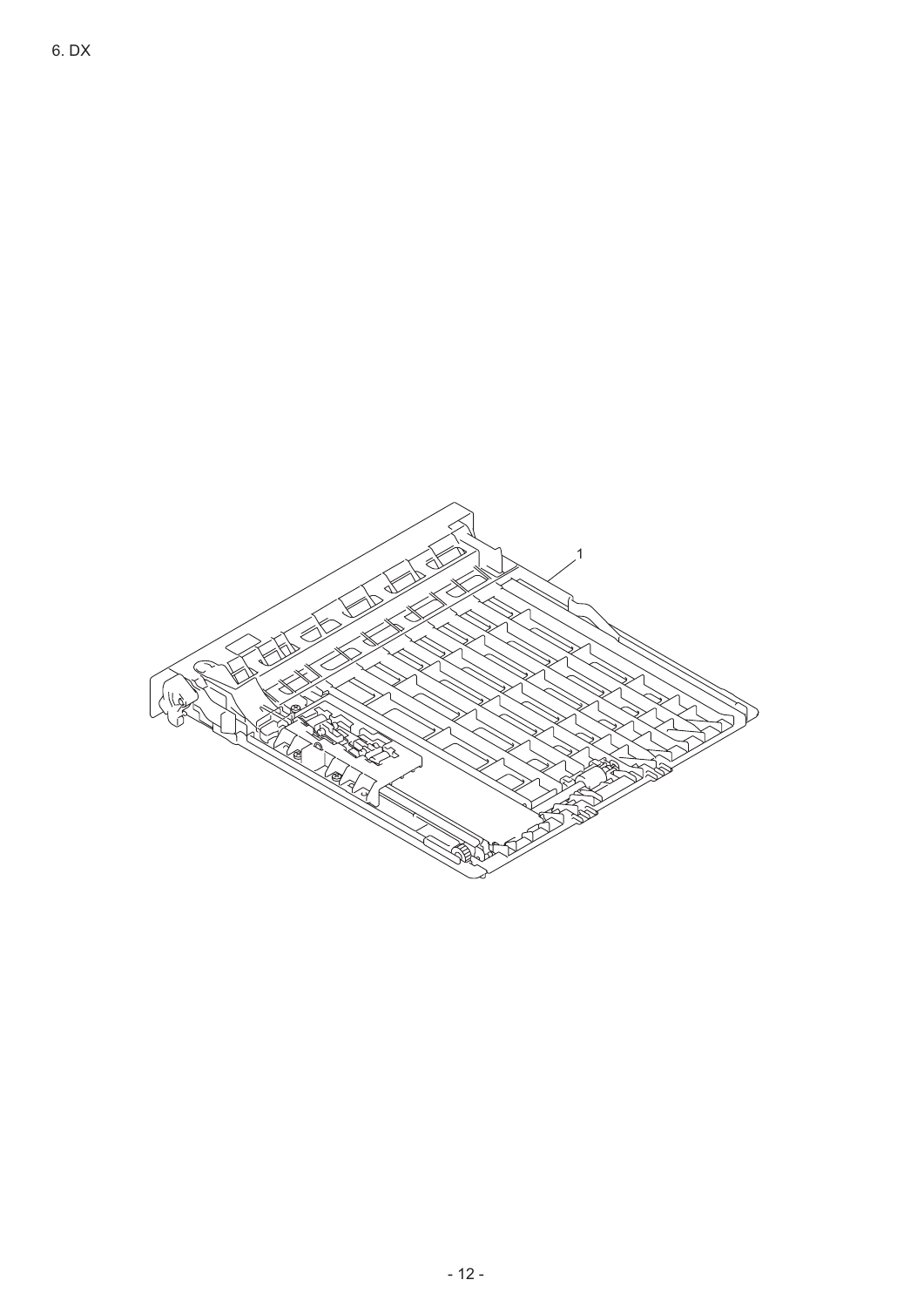6. DX

1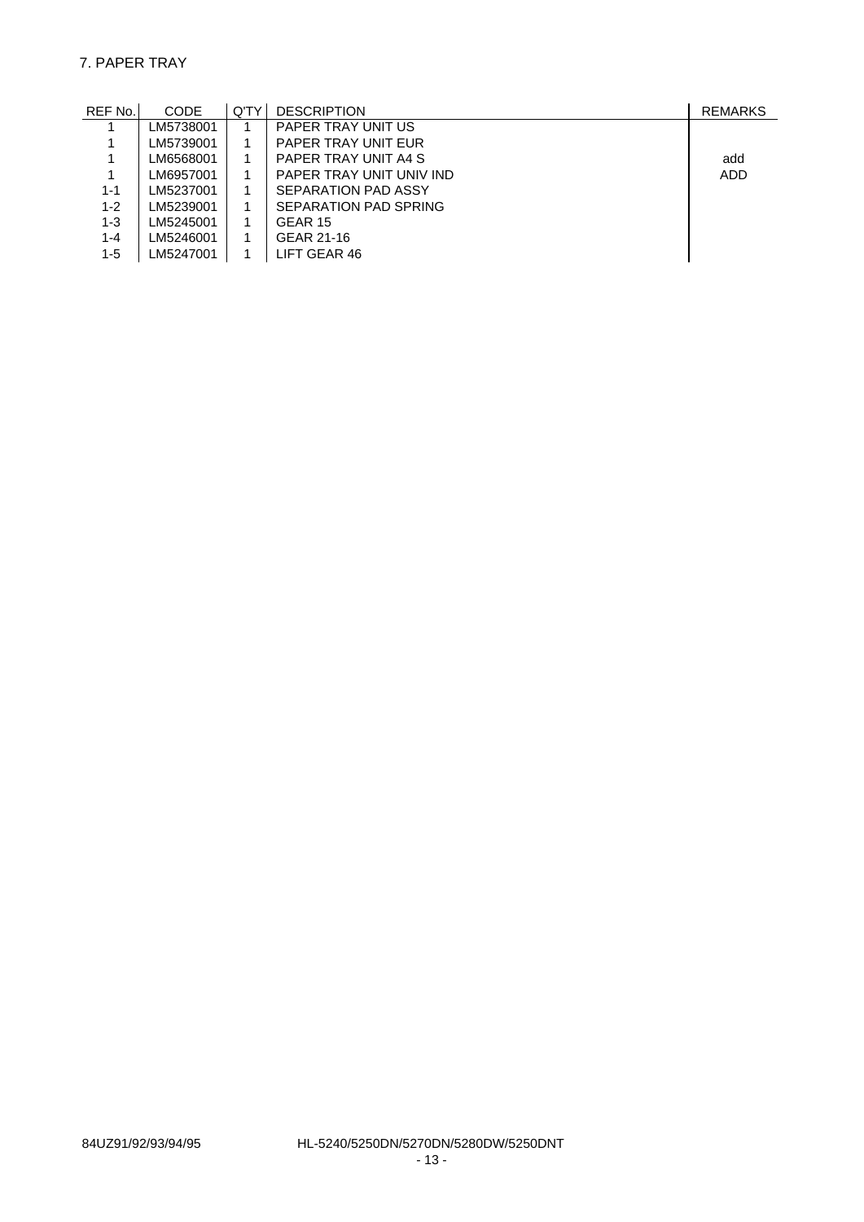## 7. PAPER TRAY

| REF No. | CODE | Q'TY | DESCRIPTION | REMARKS |
| --- | --- | --- | --- | --- |
| 1 | LM5738001 | 1 | PAPER TRAY UNIT US | |
| 1 | LM5739001 | 1 | PAPER TRAY UNIT EUR | |
| 1 | LM6568001 | 1 | PAPER TRAY UNIT A4 S | add |
| 1 | LM6957001 | 1 | PAPER TRAY UNIT UNIV IND | ADD |
| 1-1 | LM5237001 | 1 | SEPARATION PAD ASSY | |
| 1-2 | LM5239001 | 1 | SEPARATION PAD SPRING | |
| 1-3 | LM5245001 | 1 | GEAR 15 | |
| 1-4 | LM5246001 | 1 | GEAR 21-16 | |
| 1-5 | LM5247001 | 1 | LIFT GEAR 46 | |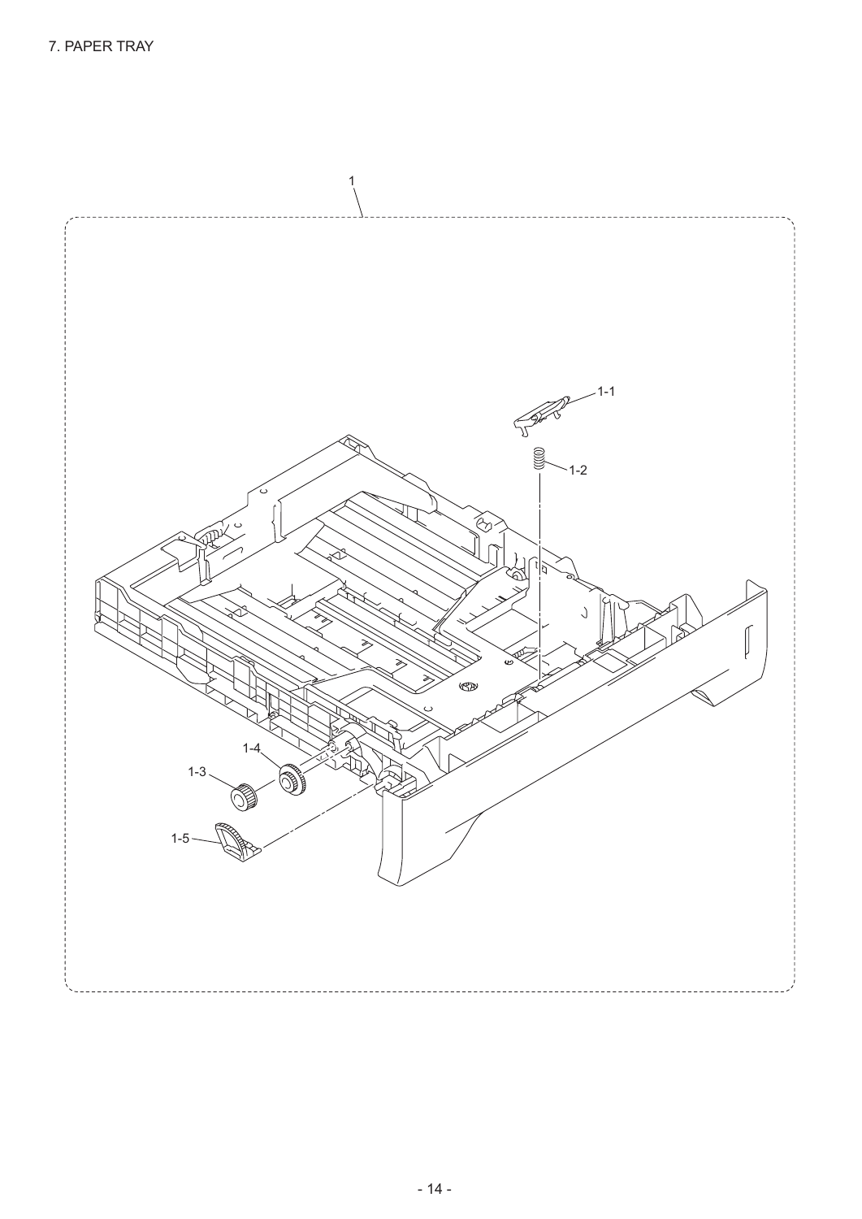# 7. PAPER TRAY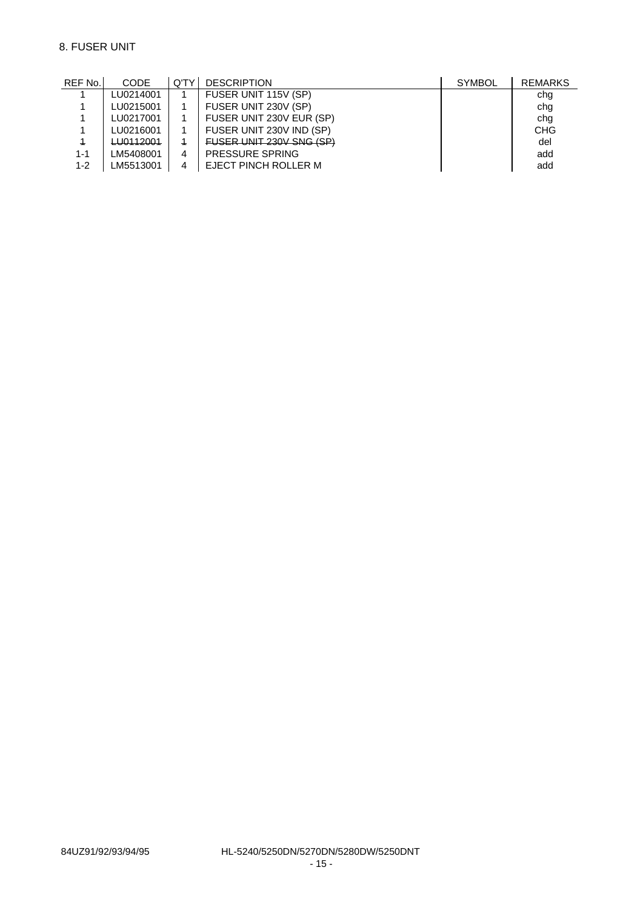## 8. FUSER UNIT

| REF No. | CODE | Q'TY | DESCRIPTION | SYMBOL | REMARKS |
|---|---|---|---|---|---|
| 1 | LU0214001 | 1 | FUSER UNIT 115V (SP) | | chg |
| 1 | LU0215001 | 1 | FUSER UNIT 230V (SP) | | chg |
| 1 | LU0217001 | 1 | FUSER UNIT 230V EUR (SP) | | chg |
| 1 | LU0216001 | 1 | FUSER UNIT 230V IND (SP) | | CHG |
| ~~1~~ | ~~LU0112001~~ | ~~1~~ | ~~FUSER UNIT 230V SNG (SP)~~ | | del |
| 1-1 | LM5408001 | 4 | PRESSURE SPRING | | add |
| 1-2 | LM5513001 | 4 | EJECT PINCH ROLLER M | | add |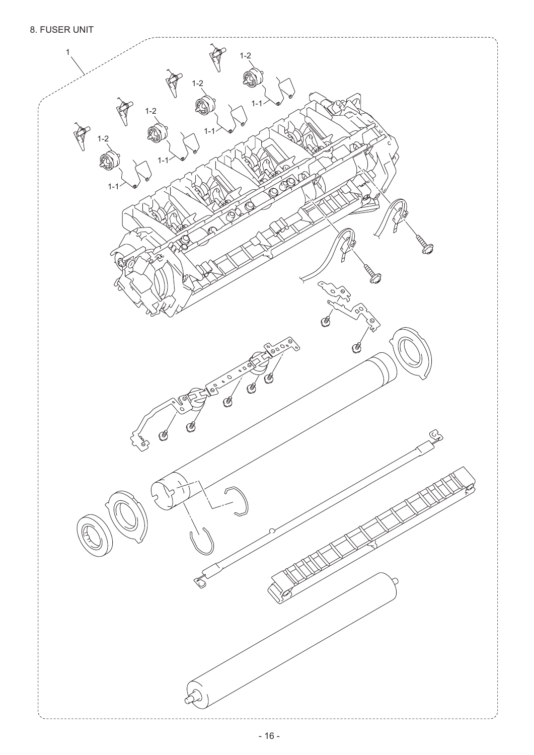# 8. FUSER UNIT

1

1-2

1-1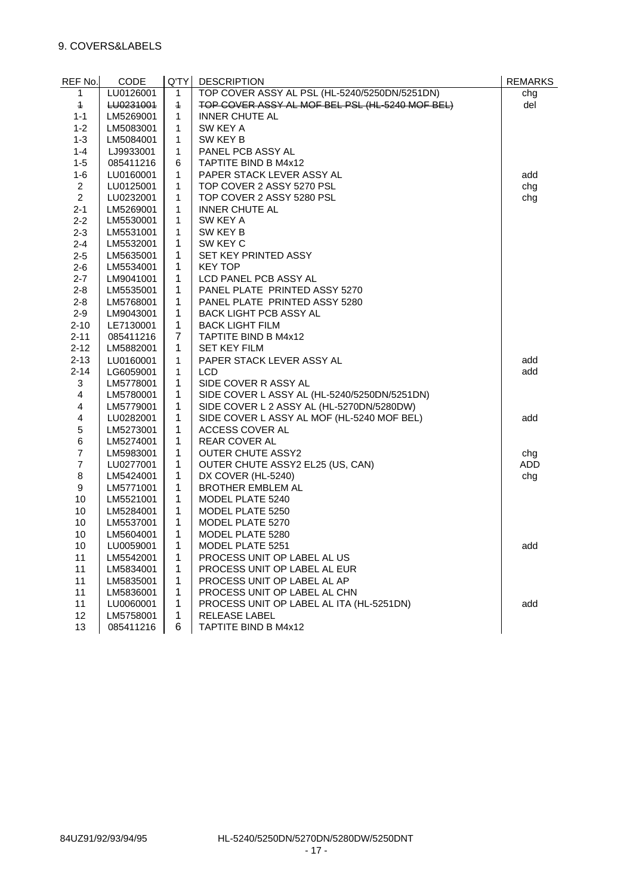## 9. COVERS&LABELS

| REF No. | CODE | Q'TY | DESCRIPTION | REMARKS |
|---|---|---|---|---|
| 1 | LU0126001 | 1 | TOP COVER ASSY AL PSL (HL-5240/5250DN/5251DN) | chg |
| ~~1~~ | ~~LU0231001~~ | ~~1~~ | ~~TOP COVER ASSY AL MOF BEL PSL (HL-5240 MOF BEL)~~ | del |
| 1-1 | LM5269001 | 1 | INNER CHUTE AL | |
| 1-2 | LM5083001 | 1 | SW KEY A | |
| 1-3 | LM5084001 | 1 | SW KEY B | |
| 1-4 | LJ9933001 | 1 | PANEL PCB ASSY AL | |
| 1-5 | 085411216 | 6 | TAPTITE BIND B M4x12 | |
| 1-6 | LU0160001 | 1 | PAPER STACK LEVER ASSY AL | add |
| 2 | LU0125001 | 1 | TOP COVER 2 ASSY 5270 PSL | chg |
| 2 | LU0232001 | 1 | TOP COVER 2 ASSY 5280 PSL | chg |
| 2-1 | LM5269001 | 1 | INNER CHUTE AL | |
| 2-2 | LM5530001 | 1 | SW KEY A | |
| 2-3 | LM5531001 | 1 | SW KEY B | |
| 2-4 | LM5532001 | 1 | SW KEY C | |
| 2-5 | LM5635001 | 1 | SET KEY PRINTED ASSY | |
| 2-6 | LM5534001 | 1 | KEY TOP | |
| 2-7 | LM9041001 | 1 | LCD PANEL PCB ASSY AL | |
| 2-8 | LM5535001 | 1 | PANEL PLATE PRINTED ASSY 5270 | |
| 2-8 | LM5768001 | 1 | PANEL PLATE PRINTED ASSY 5280 | |
| 2-9 | LM9043001 | 1 | BACK LIGHT PCB ASSY AL | |
| 2-10 | LE7130001 | 1 | BACK LIGHT FILM | |
| 2-11 | 085411216 | 7 | TAPTITE BIND B M4x12 | |
| 2-12 | LM5882001 | 1 | SET KEY FILM | |
| 2-13 | LU0160001 | 1 | PAPER STACK LEVER ASSY AL | add |
| 2-14 | LG6059001 | 1 | LCD | add |
| 3 | LM5778001 | 1 | SIDE COVER R ASSY AL | |
| 4 | LM5780001 | 1 | SIDE COVER L ASSY AL (HL-5240/5250DN/5251DN) | |
| 4 | LM5779001 | 1 | SIDE COVER L 2 ASSY AL (HL-5270DN/5280DW) | |
| 4 | LU0282001 | 1 | SIDE COVER L ASSY AL MOF (HL-5240 MOF BEL) | add |
| 5 | LM5273001 | 1 | ACCESS COVER AL | |
| 6 | LM5274001 | 1 | REAR COVER AL | |
| 7 | LM5983001 | 1 | OUTER CHUTE ASSY2 | chg |
| 7 | LU0277001 | 1 | OUTER CHUTE ASSY2 EL25 (US, CAN) | ADD |
| 8 | LM5424001 | 1 | DX COVER (HL-5240) | chg |
| 9 | LM5771001 | 1 | BROTHER EMBLEM AL | |
| 10 | LM5521001 | 1 | MODEL PLATE 5240 | |
| 10 | LM5284001 | 1 | MODEL PLATE 5250 | |
| 10 | LM5537001 | 1 | MODEL PLATE 5270 | |
| 10 | LM5604001 | 1 | MODEL PLATE 5280 | |
| 10 | LU0059001 | 1 | MODEL PLATE 5251 | add |
| 11 | LM5542001 | 1 | PROCESS UNIT OP LABEL AL US | |
| 11 | LM5834001 | 1 | PROCESS UNIT OP LABEL AL EUR | |
| 11 | LM5835001 | 1 | PROCESS UNIT OP LABEL AL AP | |
| 11 | LM5836001 | 1 | PROCESS UNIT OP LABEL AL CHN | |
| 11 | LU0060001 | 1 | PROCESS UNIT OP LABEL AL ITA (HL-5251DN) | add |
| 12 | LM5758001 | 1 | RELEASE LABEL | |
| 13 | 085411216 | 6 | TAPTITE BIND B M4x12 | |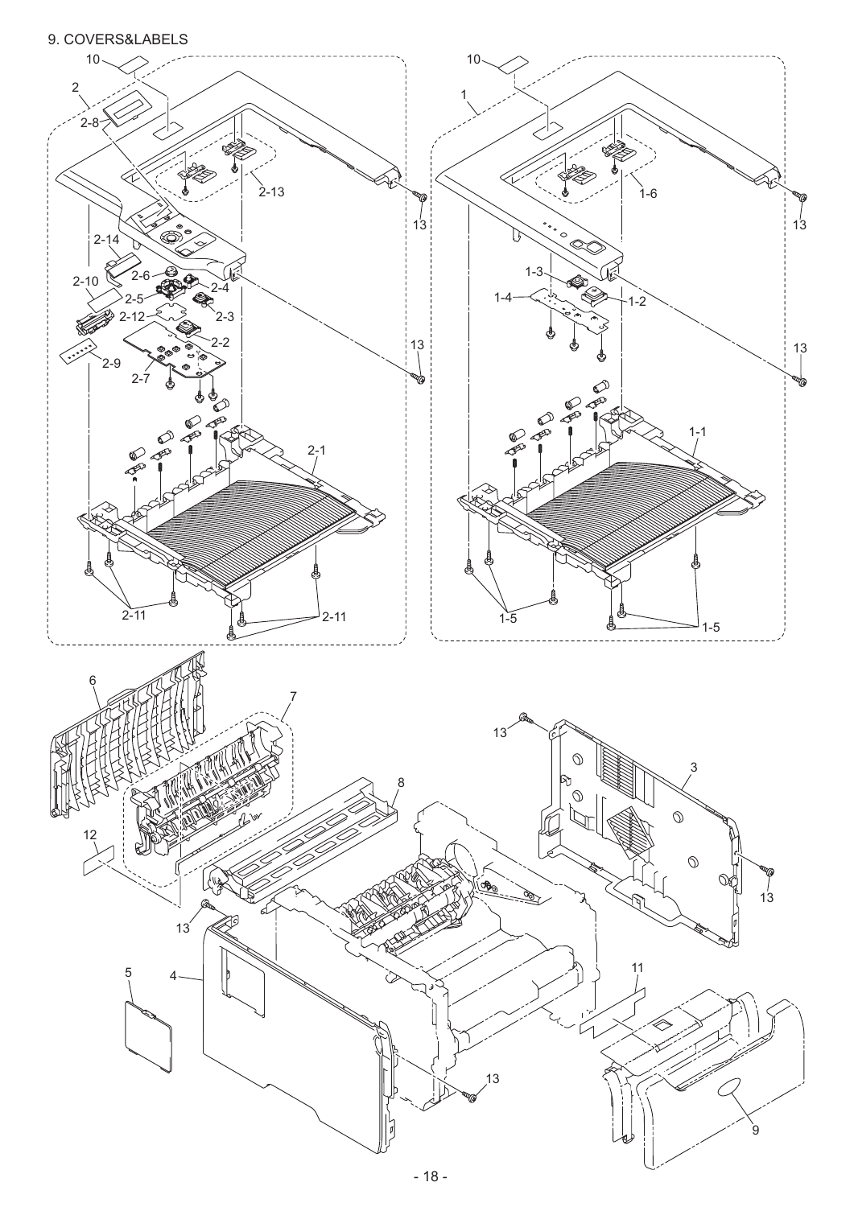# 9. COVERS&LABELS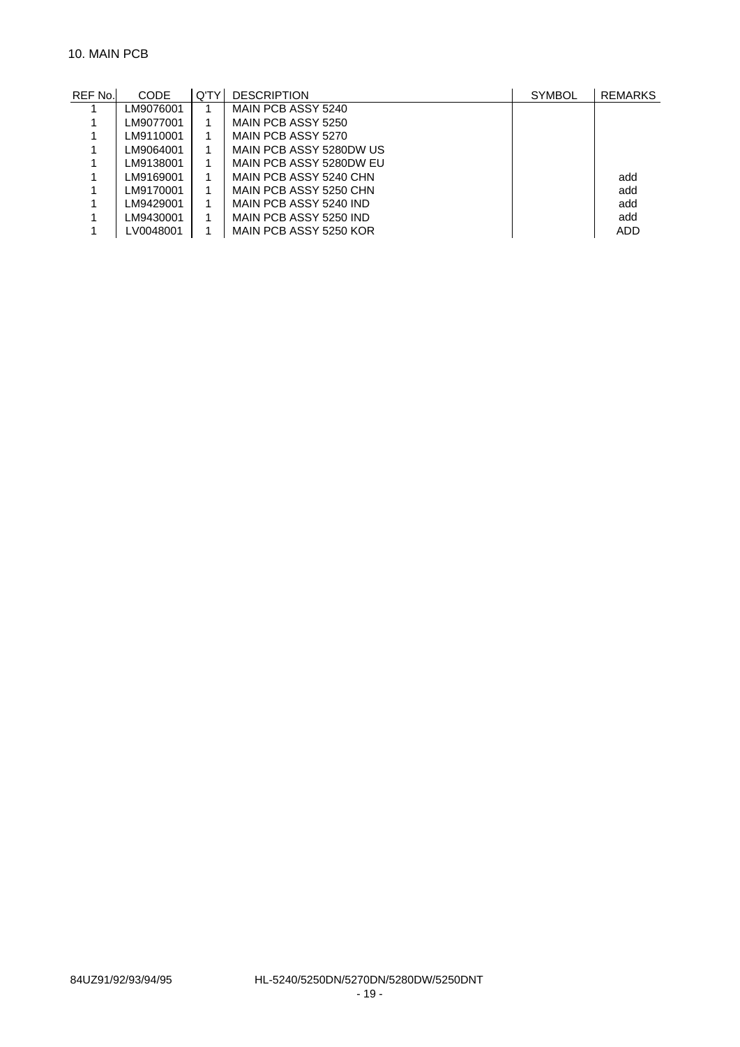## 10. MAIN PCB

| REF No. | CODE | Q'TY | DESCRIPTION | SYMBOL | REMARKS |
|---|---|---|---|---|---|
| 1 | LM9076001 | 1 | MAIN PCB ASSY 5240 | | |
| 1 | LM9077001 | 1 | MAIN PCB ASSY 5250 | | |
| 1 | LM9110001 | 1 | MAIN PCB ASSY 5270 | | |
| 1 | LM9064001 | 1 | MAIN PCB ASSY 5280DW US | | |
| 1 | LM9138001 | 1 | MAIN PCB ASSY 5280DW EU | | |
| 1 | LM9169001 | 1 | MAIN PCB ASSY 5240 CHN | | add |
| 1 | LM9170001 | 1 | MAIN PCB ASSY 5250 CHN | | add |
| 1 | LM9429001 | 1 | MAIN PCB ASSY 5240 IND | | add |
| 1 | LM9430001 | 1 | MAIN PCB ASSY 5250 IND | | add |
| 1 | LV0048001 | 1 | MAIN PCB ASSY 5250 KOR | | ADD |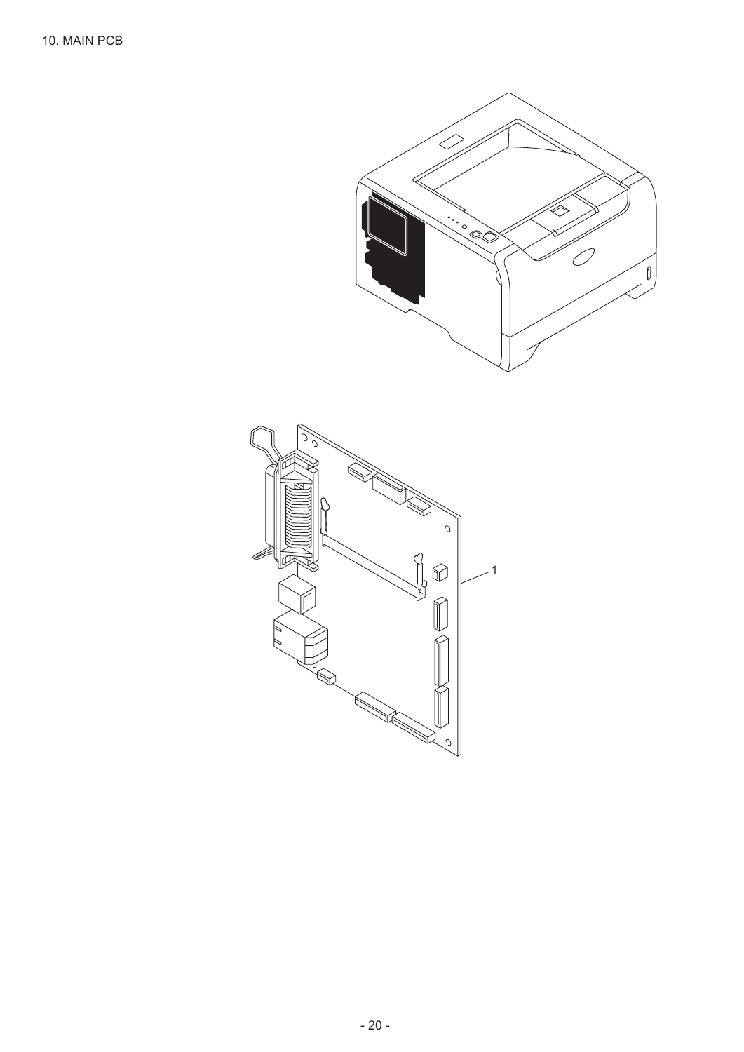10. MAIN PCB

1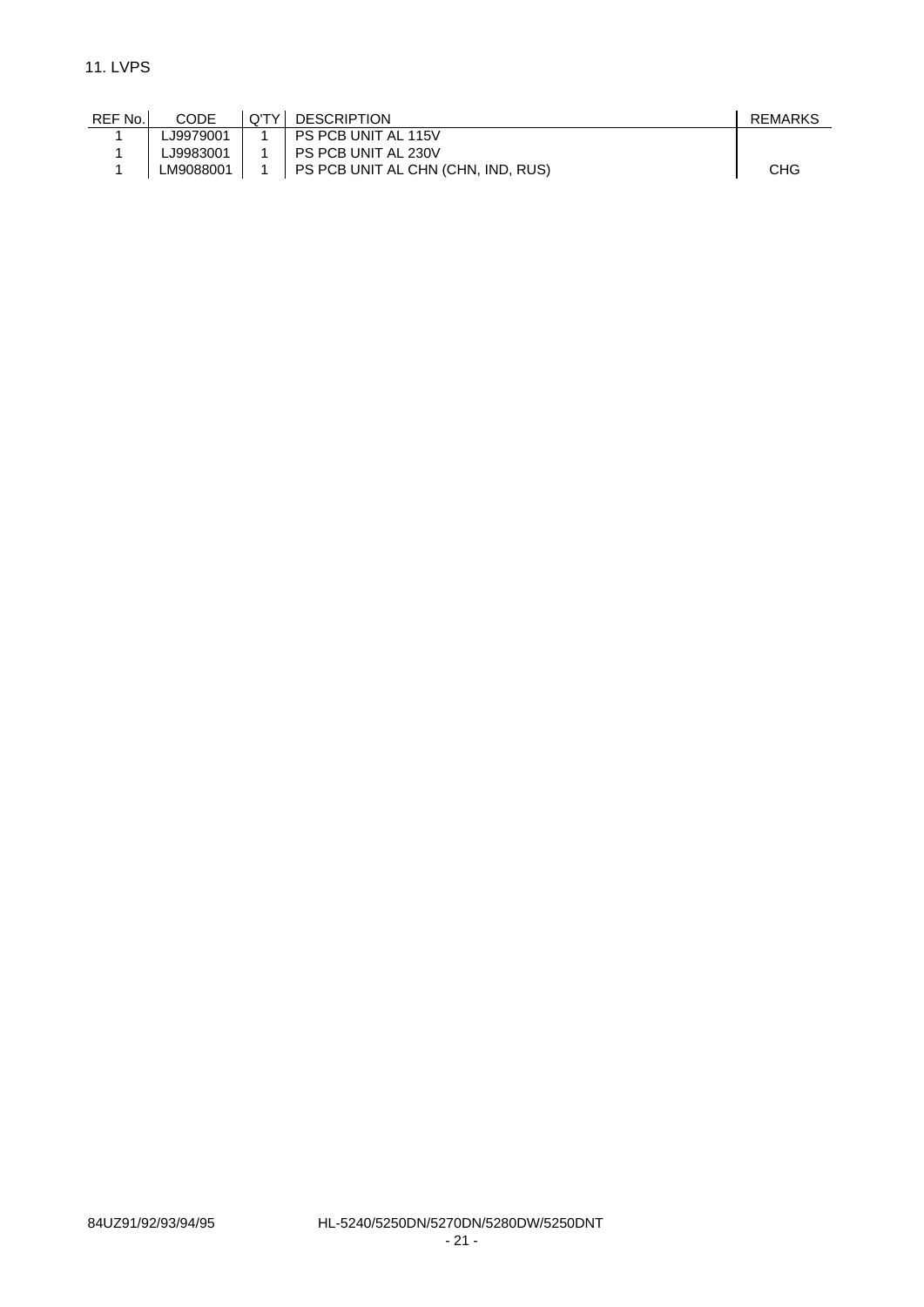## 11. LVPS

| REF No. | CODE | Q'TY | DESCRIPTION | REMARKS |
|---|---|---|---|---|
| 1 | LJ9979001 | 1 | PS PCB UNIT AL 115V | |
| 1 | LJ9983001 | 1 | PS PCB UNIT AL 230V | |
| 1 | LM9088001 | 1 | PS PCB UNIT AL CHN (CHN, IND, RUS) | CHG |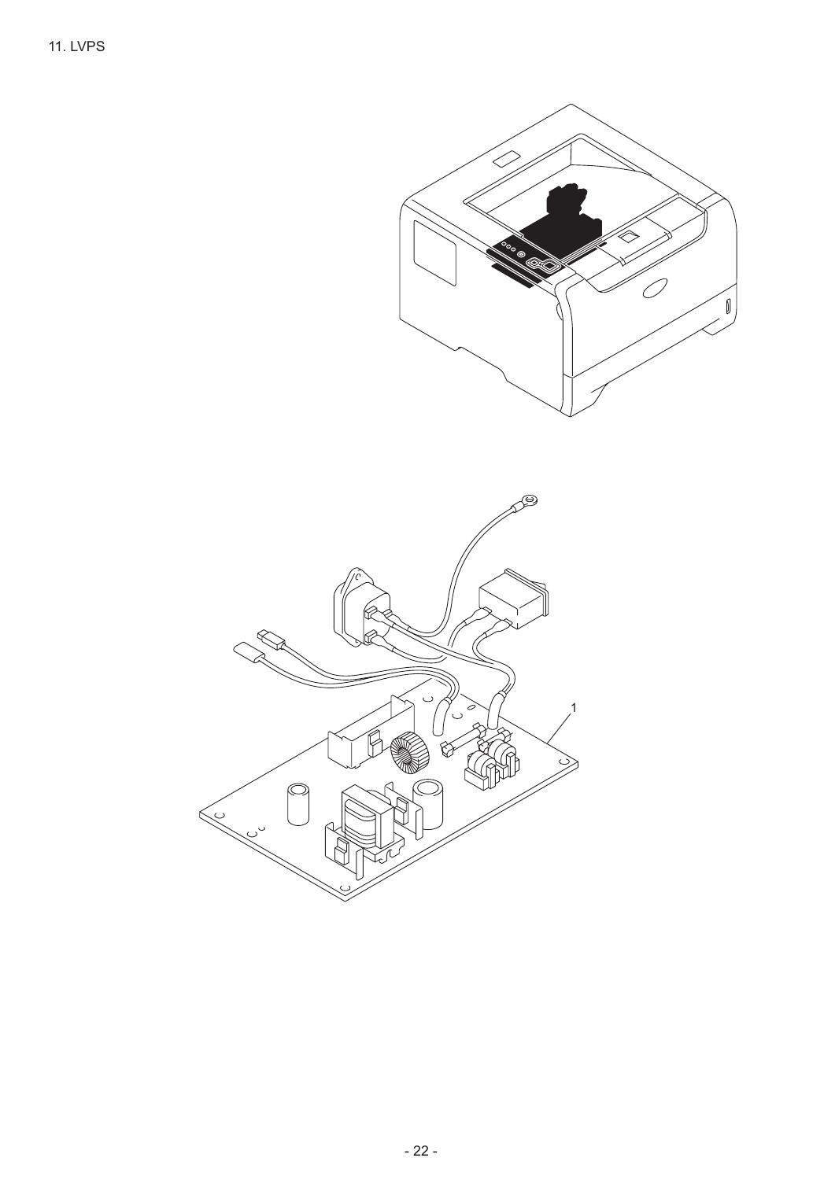# 11. LVPS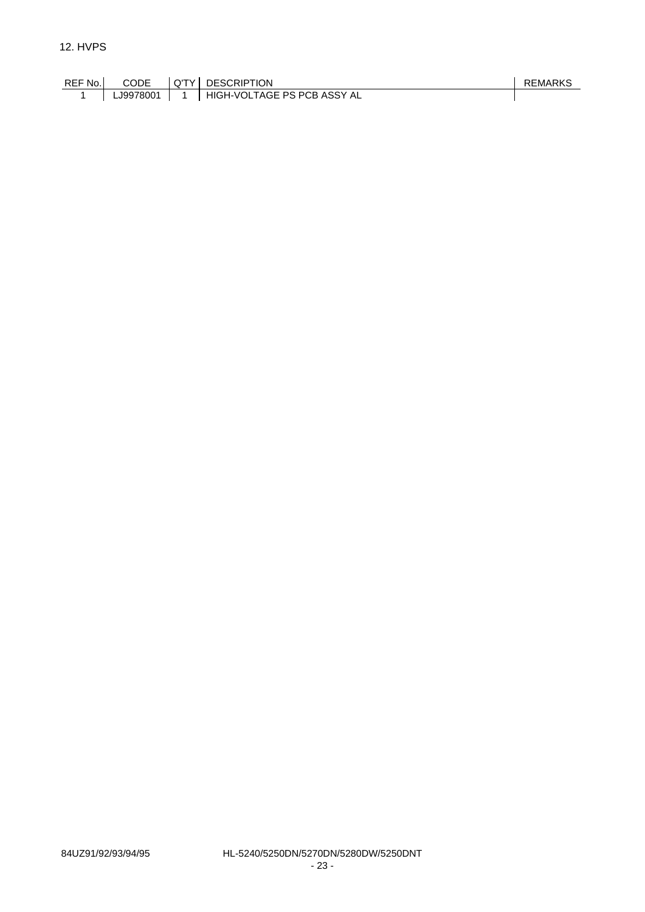## 12. HVPS

| REF No. | CODE | Q'TY | DESCRIPTION | REMARKS |
|---|---|---|---|---|
| 1 | LJ9978001 | 1 | HIGH-VOLTAGE PS PCB ASSY AL | |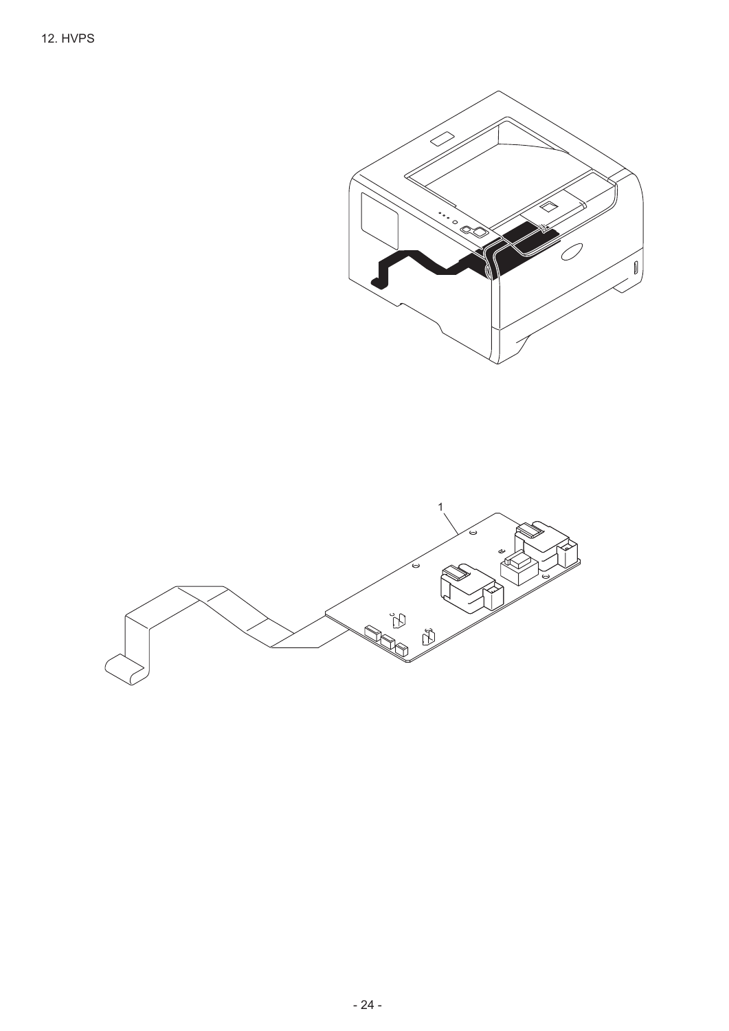12. HVPS

1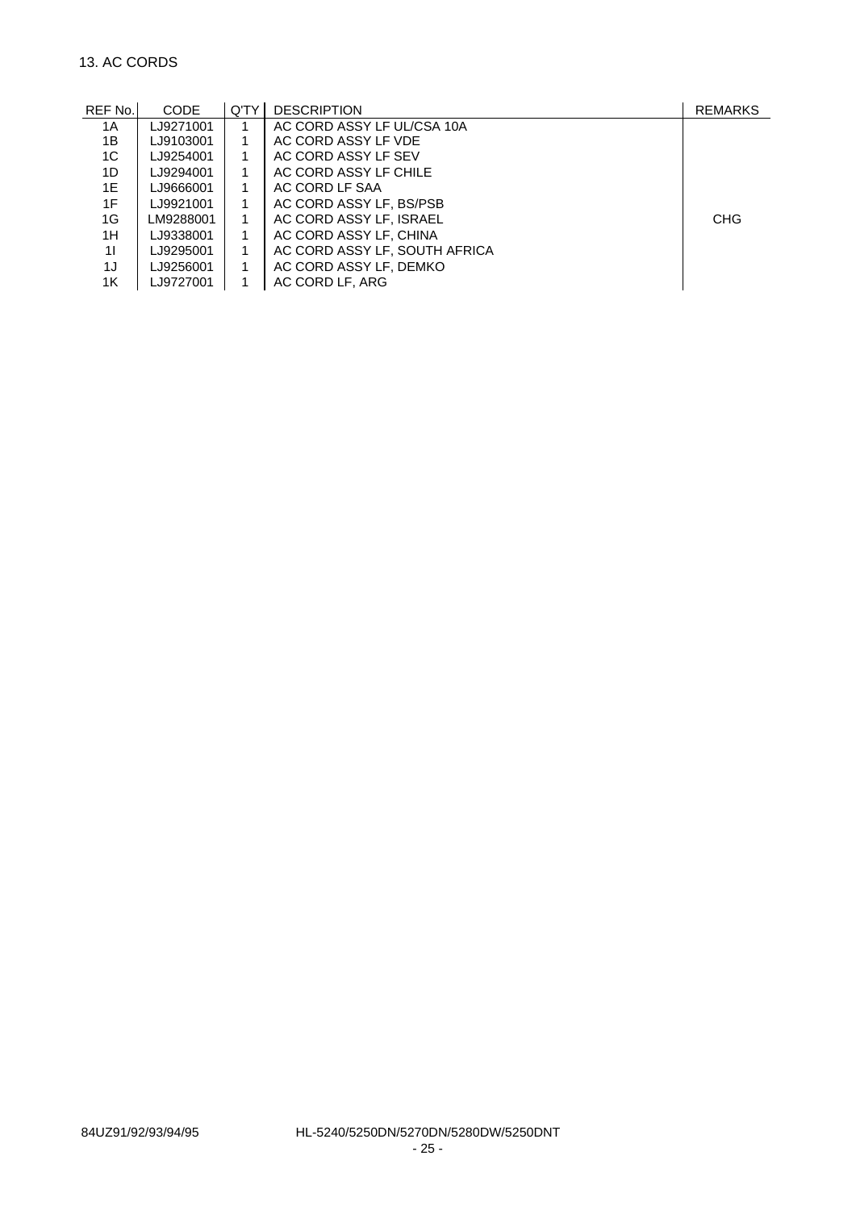## 13. AC CORDS

| REF No. | CODE | Q'TY | DESCRIPTION | REMARKS |
| --- | --- | --- | --- | --- |
| 1A | LJ9271001 | 1 | AC CORD ASSY LF UL/CSA 10A | |
| 1B | LJ9103001 | 1 | AC CORD ASSY LF VDE | |
| 1C | LJ9254001 | 1 | AC CORD ASSY LF SEV | |
| 1D | LJ9294001 | 1 | AC CORD ASSY LF CHILE | |
| 1E | LJ9666001 | 1 | AC CORD LF SAA | |
| 1F | LJ9921001 | 1 | AC CORD ASSY LF, BS/PSB | |
| 1G | LM9288001 | 1 | AC CORD ASSY LF, ISRAEL | CHG |
| 1H | LJ9338001 | 1 | AC CORD ASSY LF, CHINA | |
| 1I | LJ9295001 | 1 | AC CORD ASSY LF, SOUTH AFRICA | |
| 1J | LJ9256001 | 1 | AC CORD ASSY LF, DEMKO | |
| 1K | LJ9727001 | 1 | AC CORD LF, ARG | |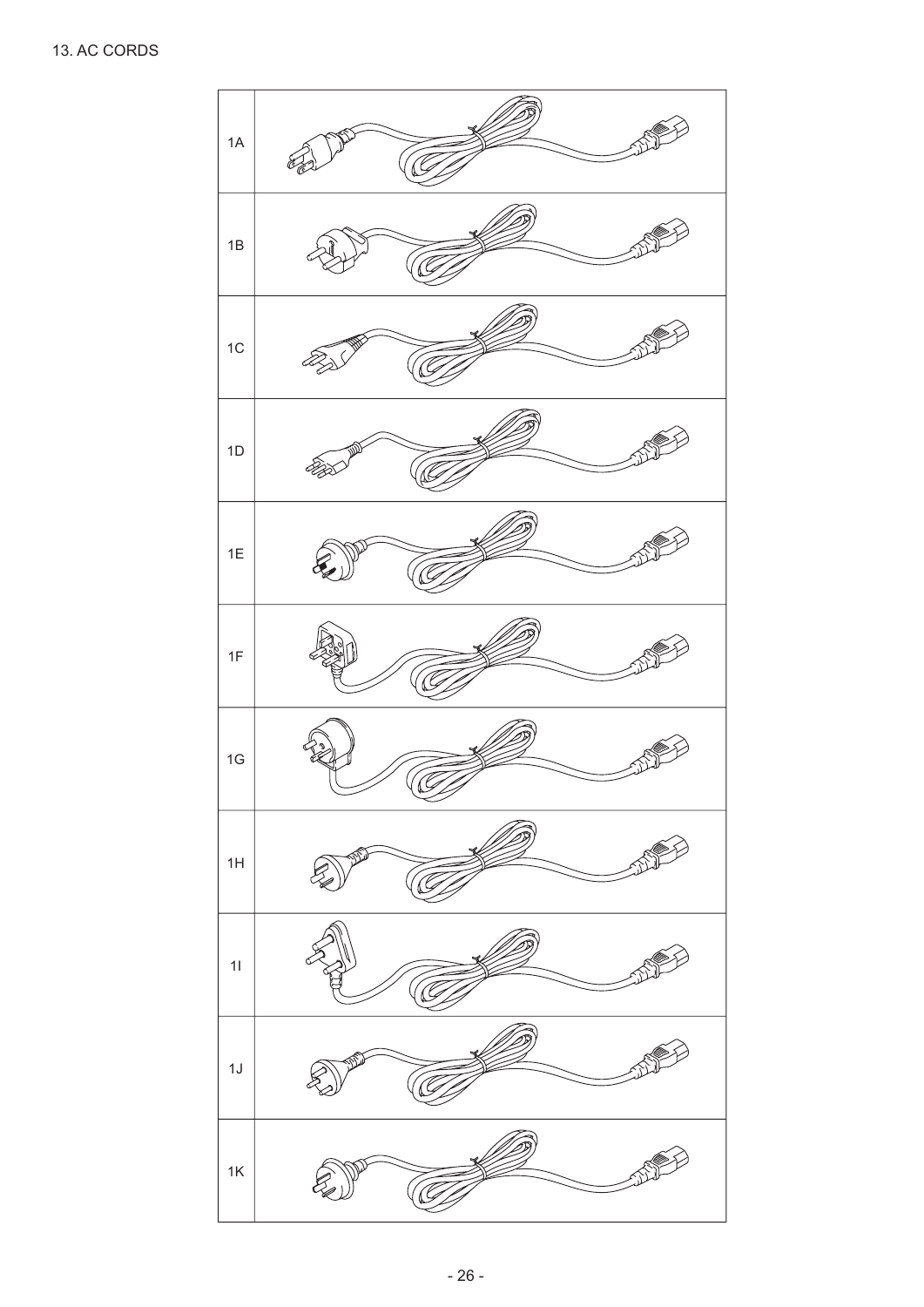## 13. AC CORDS

| |
|---|
| 1A |
| 1B |
| 1C |
| 1D |
| 1E |
| 1F |
| 1G |
| 1H |
| 1I |
| 1J |
| 1K |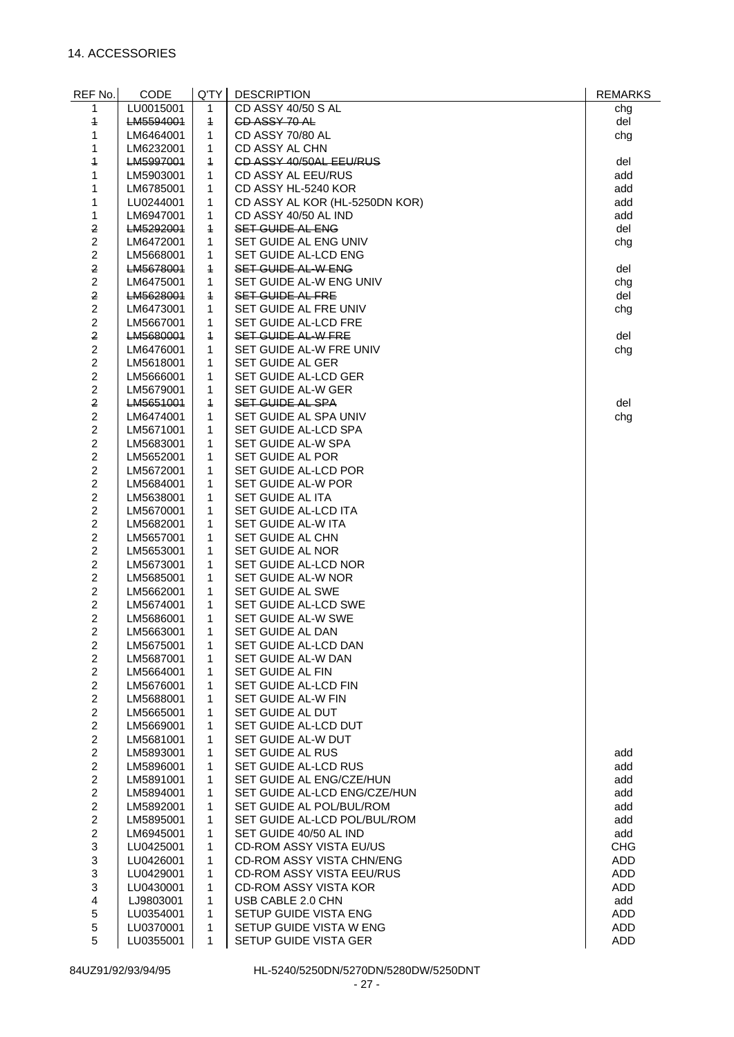## 14. ACCESSORIES

| REF No. | CODE | Q'TY | DESCRIPTION | REMARKS |
|---|---|---|---|---|
| 1 | LU0015001 | 1 | CD ASSY 40/50 S AL | chg |
| ~~1~~ | ~~LM5594001~~ | ~~1~~ | ~~CD ASSY 70 AL~~ | del |
| 1 | LM6464001 | 1 | CD ASSY 70/80 AL | chg |
| 1 | LM6232001 | 1 | CD ASSY AL CHN | |
| ~~1~~ | ~~LM5997001~~ | ~~1~~ | ~~CD ASSY 40/50AL EEU/RUS~~ | del |
| 1 | LM5903001 | 1 | CD ASSY AL EEU/RUS | add |
| 1 | LM6785001 | 1 | CD ASSY HL-5240 KOR | add |
| 1 | LU0244001 | 1 | CD ASSY AL KOR (HL-5250DN KOR) | add |
| 1 | LM6947001 | 1 | CD ASSY 40/50 AL IND | add |
| ~~2~~ | ~~LM5292001~~ | ~~1~~ | ~~SET GUIDE AL ENG~~ | del |
| 2 | LM6472001 | 1 | SET GUIDE AL ENG UNIV | chg |
| 2 | LM5668001 | 1 | SET GUIDE AL-LCD ENG | |
| ~~2~~ | ~~LM5678001~~ | ~~1~~ | ~~SET GUIDE AL-W ENG~~ | del |
| 2 | LM6475001 | 1 | SET GUIDE AL-W ENG UNIV | chg |
| ~~2~~ | ~~LM5628001~~ | ~~1~~ | ~~SET GUIDE AL FRE~~ | del |
| 2 | LM6473001 | 1 | SET GUIDE AL FRE UNIV | chg |
| 2 | LM5667001 | 1 | SET GUIDE AL-LCD FRE | |
| ~~2~~ | ~~LM5680001~~ | ~~1~~ | ~~SET GUIDE AL-W FRE~~ | del |
| 2 | LM6476001 | 1 | SET GUIDE AL-W FRE UNIV | chg |
| 2 | LM5618001 | 1 | SET GUIDE AL GER | |
| 2 | LM5666001 | 1 | SET GUIDE AL-LCD GER | |
| 2 | LM5679001 | 1 | SET GUIDE AL-W GER | |
| ~~2~~ | ~~LM5651001~~ | ~~1~~ | ~~SET GUIDE AL SPA~~ | del |
| 2 | LM6474001 | 1 | SET GUIDE AL SPA UNIV | chg |
| 2 | LM5671001 | 1 | SET GUIDE AL-LCD SPA | |
| 2 | LM5683001 | 1 | SET GUIDE AL-W SPA | |
| 2 | LM5652001 | 1 | SET GUIDE AL POR | |
| 2 | LM5672001 | 1 | SET GUIDE AL-LCD POR | |
| 2 | LM5684001 | 1 | SET GUIDE AL-W POR | |
| 2 | LM5638001 | 1 | SET GUIDE AL ITA | |
| 2 | LM5670001 | 1 | SET GUIDE AL-LCD ITA | |
| 2 | LM5682001 | 1 | SET GUIDE AL-W ITA | |
| 2 | LM5657001 | 1 | SET GUIDE AL CHN | |
| 2 | LM5653001 | 1 | SET GUIDE AL NOR | |
| 2 | LM5673001 | 1 | SET GUIDE AL-LCD NOR | |
| 2 | LM5685001 | 1 | SET GUIDE AL-W NOR | |
| 2 | LM5662001 | 1 | SET GUIDE AL SWE | |
| 2 | LM5674001 | 1 | SET GUIDE AL-LCD SWE | |
| 2 | LM5686001 | 1 | SET GUIDE AL-W SWE | |
| 2 | LM5663001 | 1 | SET GUIDE AL DAN | |
| 2 | LM5675001 | 1 | SET GUIDE AL-LCD DAN | |
| 2 | LM5687001 | 1 | SET GUIDE AL-W DAN | |
| 2 | LM5664001 | 1 | SET GUIDE AL FIN | |
| 2 | LM5676001 | 1 | SET GUIDE AL-LCD FIN | |
| 2 | LM5688001 | 1 | SET GUIDE AL-W FIN | |
| 2 | LM5665001 | 1 | SET GUIDE AL DUT | |
| 2 | LM5669001 | 1 | SET GUIDE AL-LCD DUT | |
| 2 | LM5681001 | 1 | SET GUIDE AL-W DUT | |
| 2 | LM5893001 | 1 | SET GUIDE AL RUS | add |
| 2 | LM5896001 | 1 | SET GUIDE AL-LCD RUS | add |
| 2 | LM5891001 | 1 | SET GUIDE AL ENG/CZE/HUN | add |
| 2 | LM5894001 | 1 | SET GUIDE AL-LCD ENG/CZE/HUN | add |
| 2 | LM5892001 | 1 | SET GUIDE AL POL/BUL/ROM | add |
| 2 | LM5895001 | 1 | SET GUIDE AL-LCD POL/BUL/ROM | add |
| 2 | LM6945001 | 1 | SET GUIDE 40/50 AL IND | add |
| 3 | LU0425001 | 1 | CD-ROM ASSY VISTA EU/US | CHG |
| 3 | LU0426001 | 1 | CD-ROM ASSY VISTA CHN/ENG | ADD |
| 3 | LU0429001 | 1 | CD-ROM ASSY VISTA EEU/RUS | ADD |
| 3 | LU0430001 | 1 | CD-ROM ASSY VISTA KOR | ADD |
| 4 | LJ9803001 | 1 | USB CABLE 2.0 CHN | add |
| 5 | LU0354001 | 1 | SETUP GUIDE VISTA ENG | ADD |
| 5 | LU0370001 | 1 | SETUP GUIDE VISTA W ENG | ADD |
| 5 | LU0355001 | 1 | SETUP GUIDE VISTA GER | ADD |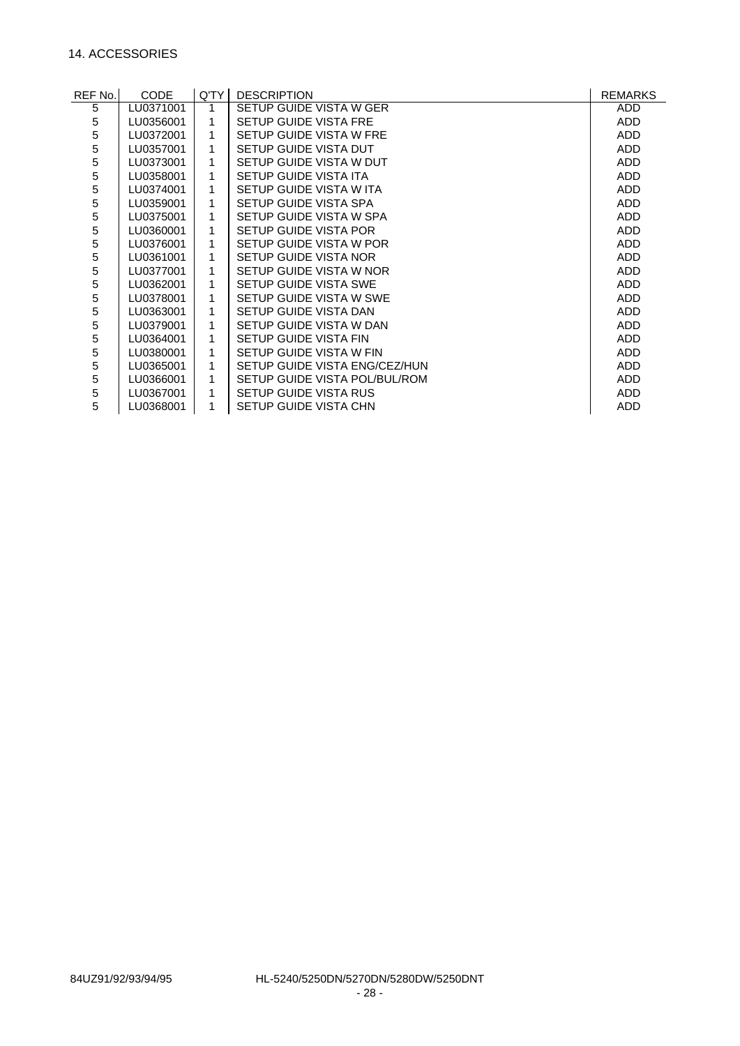## 14. ACCESSORIES

| REF No. | CODE | Q'TY | DESCRIPTION | REMARKS |
|---|---|---|---|---|
| 5 | LU0371001 | 1 | SETUP GUIDE VISTA W GER | ADD |
| 5 | LU0356001 | 1 | SETUP GUIDE VISTA FRE | ADD |
| 5 | LU0372001 | 1 | SETUP GUIDE VISTA W FRE | ADD |
| 5 | LU0357001 | 1 | SETUP GUIDE VISTA DUT | ADD |
| 5 | LU0373001 | 1 | SETUP GUIDE VISTA W DUT | ADD |
| 5 | LU0358001 | 1 | SETUP GUIDE VISTA ITA | ADD |
| 5 | LU0374001 | 1 | SETUP GUIDE VISTA W ITA | ADD |
| 5 | LU0359001 | 1 | SETUP GUIDE VISTA SPA | ADD |
| 5 | LU0375001 | 1 | SETUP GUIDE VISTA W SPA | ADD |
| 5 | LU0360001 | 1 | SETUP GUIDE VISTA POR | ADD |
| 5 | LU0376001 | 1 | SETUP GUIDE VISTA W POR | ADD |
| 5 | LU0361001 | 1 | SETUP GUIDE VISTA NOR | ADD |
| 5 | LU0377001 | 1 | SETUP GUIDE VISTA W NOR | ADD |
| 5 | LU0362001 | 1 | SETUP GUIDE VISTA SWE | ADD |
| 5 | LU0378001 | 1 | SETUP GUIDE VISTA W SWE | ADD |
| 5 | LU0363001 | 1 | SETUP GUIDE VISTA DAN | ADD |
| 5 | LU0379001 | 1 | SETUP GUIDE VISTA W DAN | ADD |
| 5 | LU0364001 | 1 | SETUP GUIDE VISTA FIN | ADD |
| 5 | LU0380001 | 1 | SETUP GUIDE VISTA W FIN | ADD |
| 5 | LU0365001 | 1 | SETUP GUIDE VISTA ENG/CEZ/HUN | ADD |
| 5 | LU0366001 | 1 | SETUP GUIDE VISTA POL/BUL/ROM | ADD |
| 5 | LU0367001 | 1 | SETUP GUIDE VISTA RUS | ADD |
| 5 | LU0368001 | 1 | SETUP GUIDE VISTA CHN | ADD |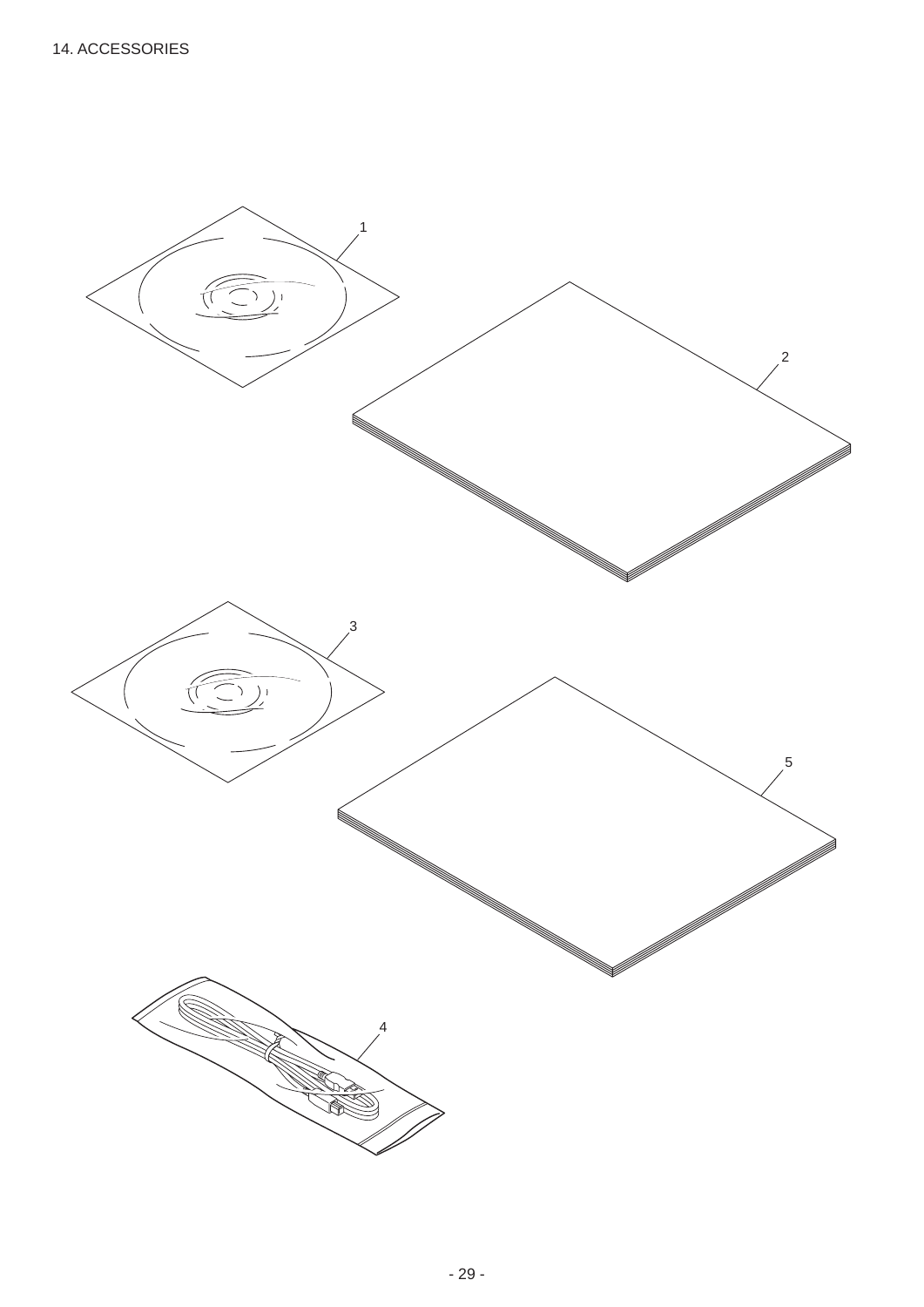# 14. ACCESSORIES

1

2

3

5

4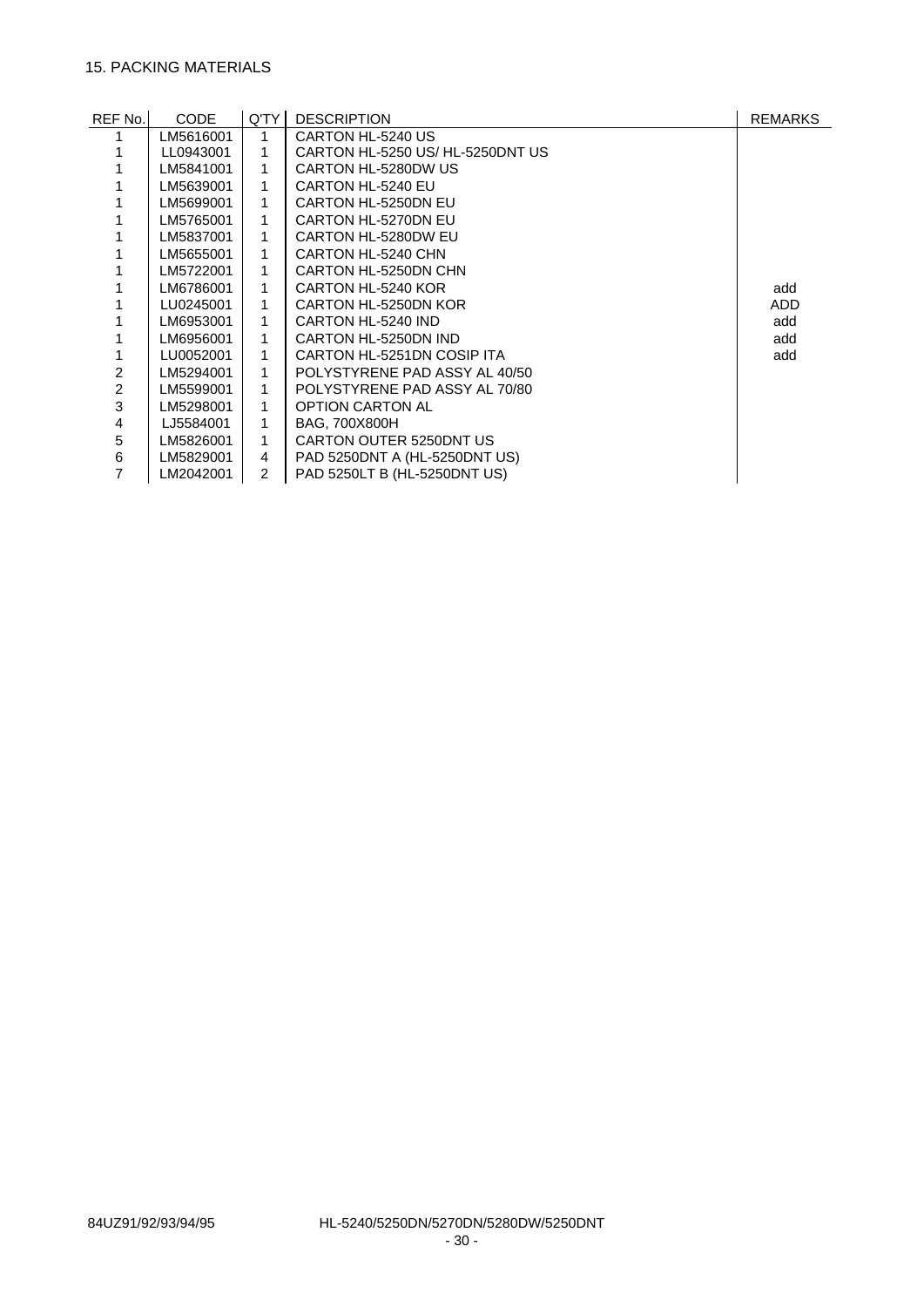## 15. PACKING MATERIALS

| REF No. | CODE | Q'TY | DESCRIPTION | REMARKS |
|---|---|---|---|---|
| 1 | LM5616001 | 1 | CARTON HL-5240 US | |
| 1 | LL0943001 | 1 | CARTON HL-5250 US/ HL-5250DNT US | |
| 1 | LM5841001 | 1 | CARTON HL-5280DW US | |
| 1 | LM5639001 | 1 | CARTON HL-5240 EU | |
| 1 | LM5699001 | 1 | CARTON HL-5250DN EU | |
| 1 | LM5765001 | 1 | CARTON HL-5270DN EU | |
| 1 | LM5837001 | 1 | CARTON HL-5280DW EU | |
| 1 | LM5655001 | 1 | CARTON HL-5240 CHN | |
| 1 | LM5722001 | 1 | CARTON HL-5250DN CHN | |
| 1 | LM6786001 | 1 | CARTON HL-5240 KOR | add |
| 1 | LU0245001 | 1 | CARTON HL-5250DN KOR | ADD |
| 1 | LM6953001 | 1 | CARTON HL-5240 IND | add |
| 1 | LM6956001 | 1 | CARTON HL-5250DN IND | add |
| 1 | LU0052001 | 1 | CARTON HL-5251DN COSIP ITA | add |
| 2 | LM5294001 | 1 | POLYSTYRENE PAD ASSY AL 40/50 | |
| 2 | LM5599001 | 1 | POLYSTYRENE PAD ASSY AL 70/80 | |
| 3 | LM5298001 | 1 | OPTION CARTON AL | |
| 4 | LJ5584001 | 1 | BAG, 700X800H | |
| 5 | LM5826001 | 1 | CARTON OUTER 5250DNT US | |
| 6 | LM5829001 | 4 | PAD 5250DNT A (HL-5250DNT US) | |
| 7 | LM2042001 | 2 | PAD 5250LT B (HL-5250DNT US) | |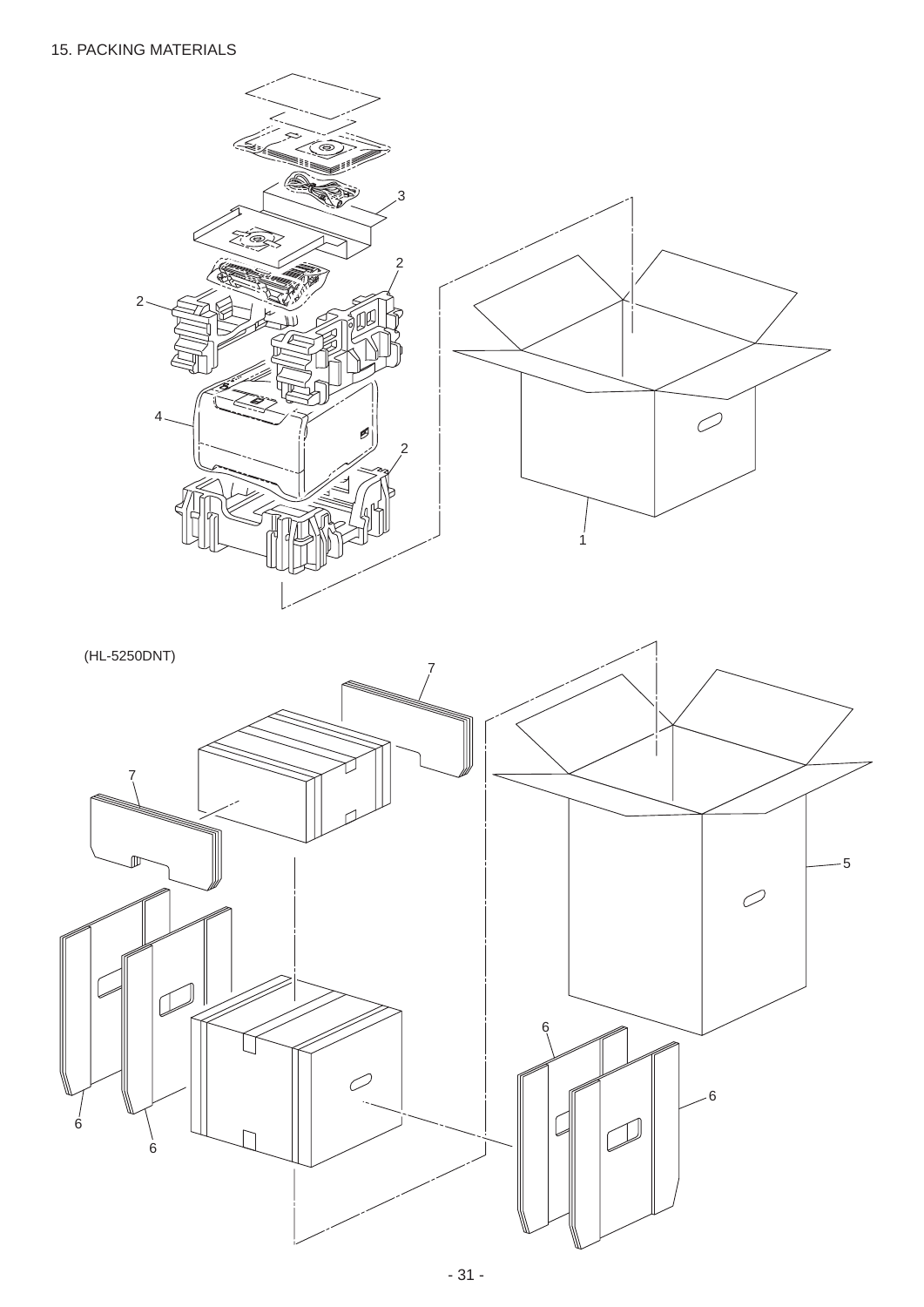## 15. PACKING MATERIALS

(HL-5250DNT)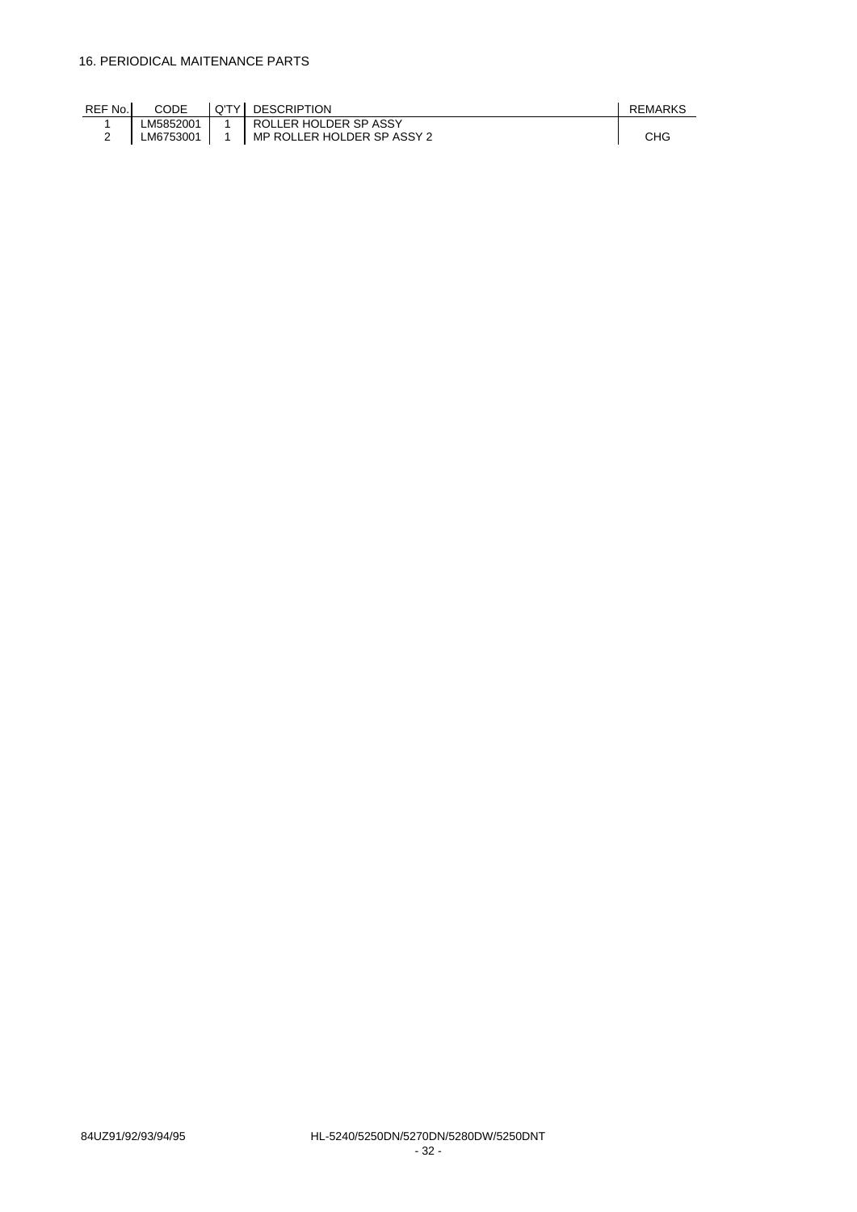## 16. PERIODICAL MAITENANCE PARTS

| REF No. | CODE | Q'TY | DESCRIPTION | REMARKS |
|---|---|---|---|---|
| 1 | LM5852001 | 1 | ROLLER HOLDER SP ASSY | |
| 2 | LM6753001 | 1 | MP ROLLER HOLDER SP ASSY 2 | CHG |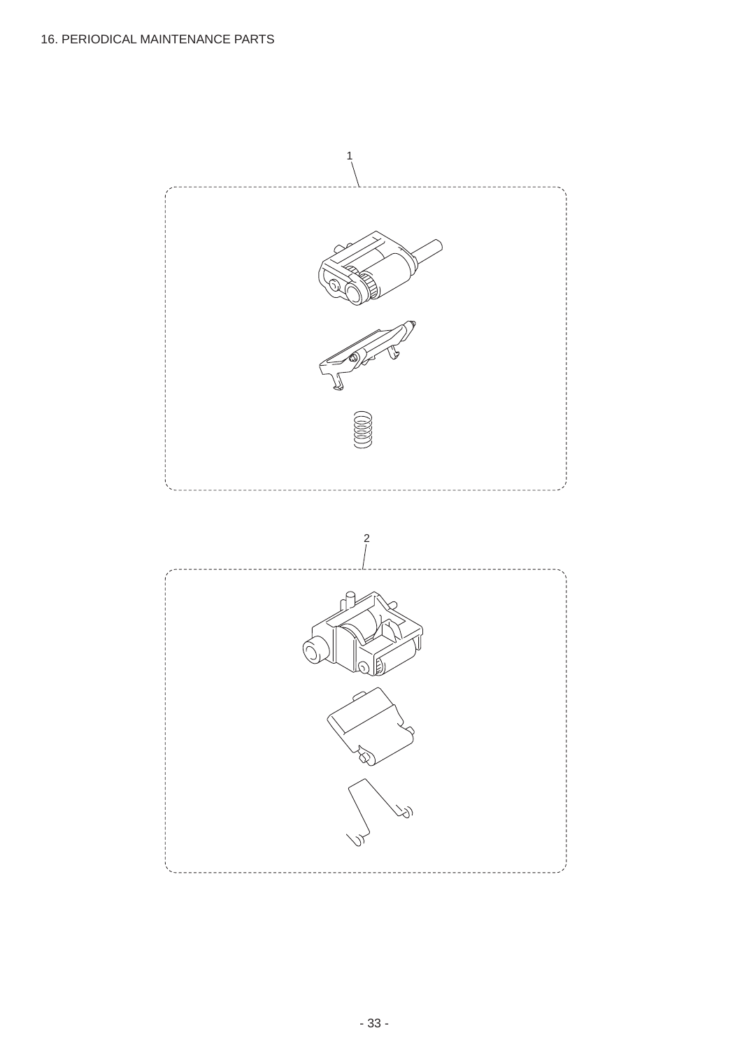16. PERIODICAL MAINTENANCE PARTS

1

2